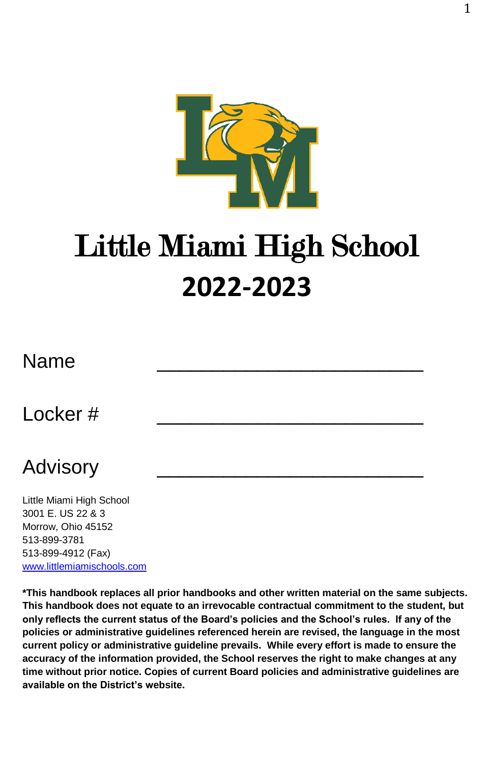# Little Miami High School

## 2022-2023

Name ________________________

Locker # ________________________

Advisory ________________________

Little Miami High School
3001 E. US 22 & 3
Morrow, Ohio 45152
513-899-3781
513-899-4912 (Fax)
www.littlemiamischools.com

**\*This handbook replaces all prior handbooks and other written material on the same subjects. This handbook does not equate to an irrevocable contractual commitment to the student, but only reflects the current status of the Board's policies and the School's rules. If any of the policies or administrative guidelines referenced herein are revised, the language in the most current policy or administrative guideline prevails. While every effort is made to ensure the accuracy of the information provided, the School reserves the right to make changes at any time without prior notice. Copies of current Board policies and administrative guidelines are available on the District's website.**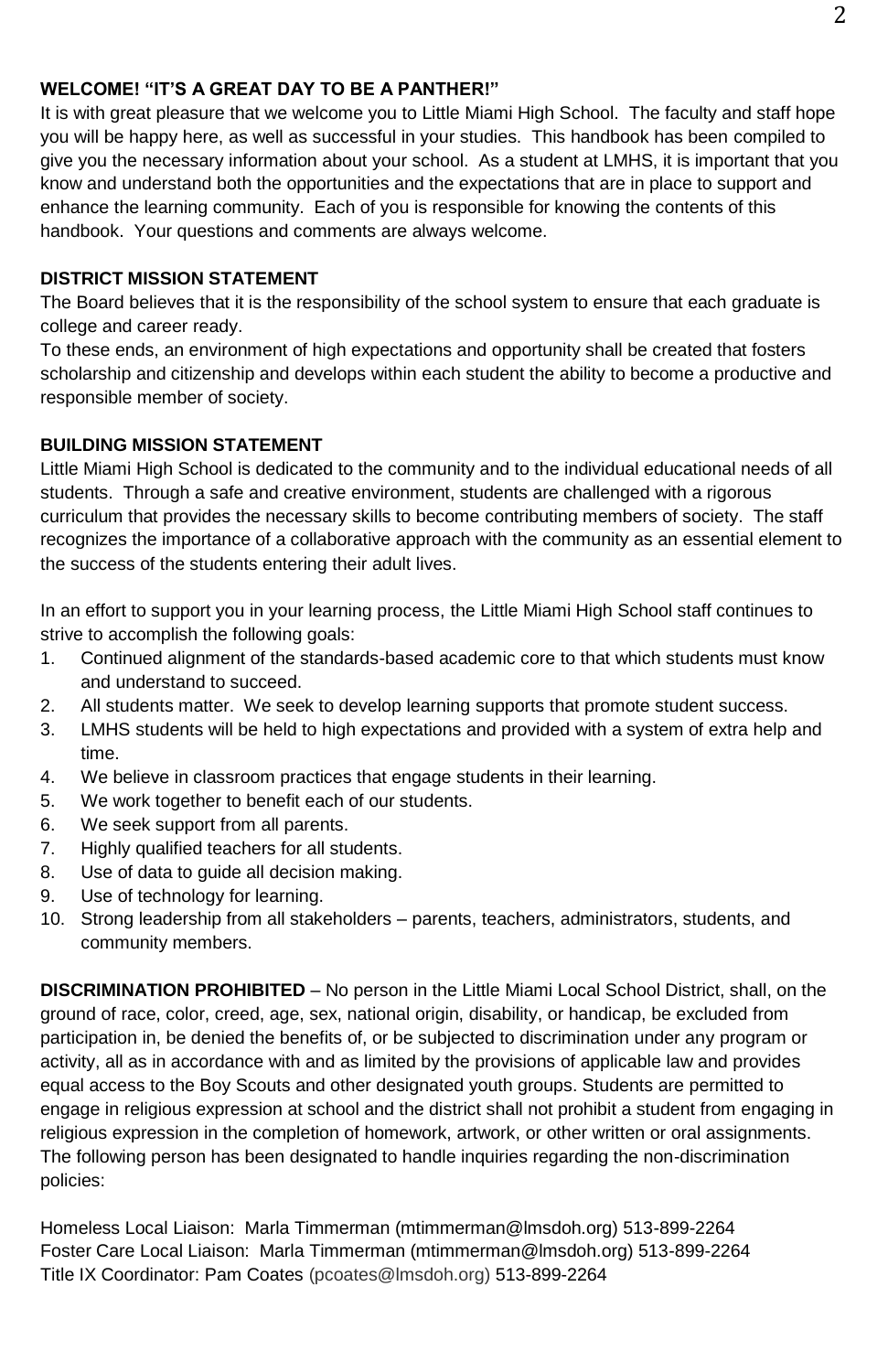**WELCOME! "IT'S A GREAT DAY TO BE A PANTHER!"**

It is with great pleasure that we welcome you to Little Miami High School. The faculty and staff hope you will be happy here, as well as successful in your studies. This handbook has been compiled to give you the necessary information about your school. As a student at LMHS, it is important that you know and understand both the opportunities and the expectations that are in place to support and enhance the learning community. Each of you is responsible for knowing the contents of this handbook. Your questions and comments are always welcome.

**DISTRICT MISSION STATEMENT**

The Board believes that it is the responsibility of the school system to ensure that each graduate is college and career ready.

To these ends, an environment of high expectations and opportunity shall be created that fosters scholarship and citizenship and develops within each student the ability to become a productive and responsible member of society.

**BUILDING MISSION STATEMENT**

Little Miami High School is dedicated to the community and to the individual educational needs of all students. Through a safe and creative environment, students are challenged with a rigorous curriculum that provides the necessary skills to become contributing members of society. The staff recognizes the importance of a collaborative approach with the community as an essential element to the success of the students entering their adult lives.

In an effort to support you in your learning process, the Little Miami High School staff continues to strive to accomplish the following goals:

1. Continued alignment of the standards-based academic core to that which students must know and understand to succeed.
2. All students matter. We seek to develop learning supports that promote student success.
3. LMHS students will be held to high expectations and provided with a system of extra help and time.
4. We believe in classroom practices that engage students in their learning.
5. We work together to benefit each of our students.
6. We seek support from all parents.
7. Highly qualified teachers for all students.
8. Use of data to guide all decision making.
9. Use of technology for learning.
10. Strong leadership from all stakeholders – parents, teachers, administrators, students, and community members.

**DISCRIMINATION PROHIBITED** – No person in the Little Miami Local School District, shall, on the ground of race, color, creed, age, sex, national origin, disability, or handicap, be excluded from participation in, be denied the benefits of, or be subjected to discrimination under any program or activity, all as in accordance with and as limited by the provisions of applicable law and provides equal access to the Boy Scouts and other designated youth groups. Students are permitted to engage in religious expression at school and the district shall not prohibit a student from engaging in religious expression in the completion of homework, artwork, or other written or oral assignments. The following person has been designated to handle inquiries regarding the non-discrimination policies:

Homeless Local Liaison: Marla Timmerman (mtimmerman@lmsdoh.org) 513-899-2264
Foster Care Local Liaison: Marla Timmerman (mtimmerman@lmsdoh.org) 513-899-2264
Title IX Coordinator: Pam Coates (pcoates@lmsdoh.org) 513-899-2264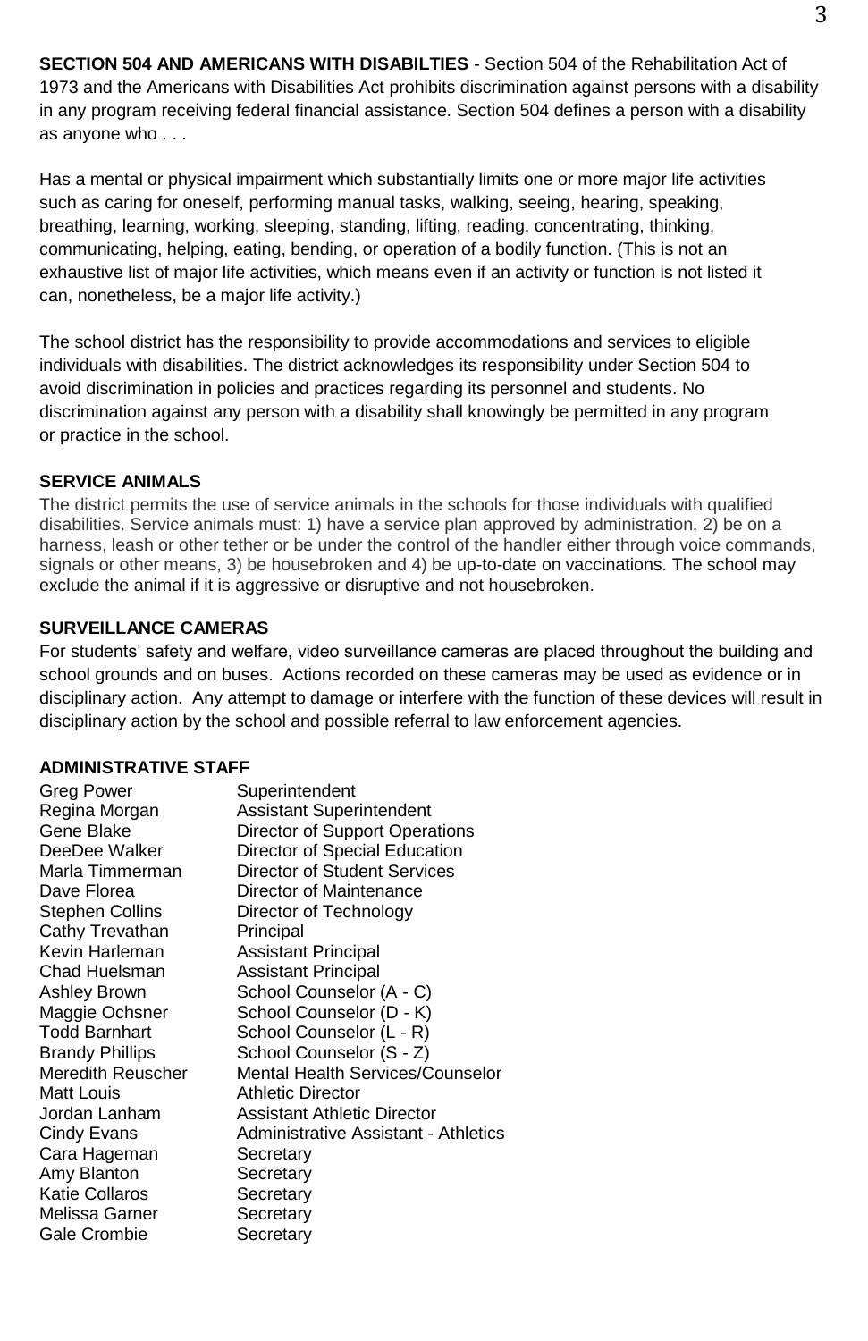**SECTION 504 AND AMERICANS WITH DISABILTIES** - Section 504 of the Rehabilitation Act of 1973 and the Americans with Disabilities Act prohibits discrimination against persons with a disability in any program receiving federal financial assistance. Section 504 defines a person with a disability as anyone who . . .

Has a mental or physical impairment which substantially limits one or more major life activities such as caring for oneself, performing manual tasks, walking, seeing, hearing, speaking, breathing, learning, working, sleeping, standing, lifting, reading, concentrating, thinking, communicating, helping, eating, bending, or operation of a bodily function. (This is not an exhaustive list of major life activities, which means even if an activity or function is not listed it can, nonetheless, be a major life activity.)

The school district has the responsibility to provide accommodations and services to eligible individuals with disabilities. The district acknowledges its responsibility under Section 504 to avoid discrimination in policies and practices regarding its personnel and students. No discrimination against any person with a disability shall knowingly be permitted in any program or practice in the school.

**SERVICE ANIMALS**

The district permits the use of service animals in the schools for those individuals with qualified disabilities. Service animals must: 1) have a service plan approved by administration, 2) be on a harness, leash or other tether or be under the control of the handler either through voice commands, signals or other means, 3) be housebroken and 4) be up-to-date on vaccinations. The school may exclude the animal if it is aggressive or disruptive and not housebroken.

**SURVEILLANCE CAMERAS**

For students' safety and welfare, video surveillance cameras are placed throughout the building and school grounds and on buses. Actions recorded on these cameras may be used as evidence or in disciplinary action. Any attempt to damage or interfere with the function of these devices will result in disciplinary action by the school and possible referral to law enforcement agencies.

**ADMINISTRATIVE STAFF**

| | |
|---|---|
| Greg Power | Superintendent |
| Regina Morgan | Assistant Superintendent |
| Gene Blake | Director of Support Operations |
| DeeDee Walker | Director of Special Education |
| Marla Timmerman | Director of Student Services |
| Dave Florea | Director of Maintenance |
| Stephen Collins | Director of Technology |
| Cathy Trevathan | Principal |
| Kevin Harleman | Assistant Principal |
| Chad Huelsman | Assistant Principal |
| Ashley Brown | School Counselor (A - C) |
| Maggie Ochsner | School Counselor (D - K) |
| Todd Barnhart | School Counselor (L - R) |
| Brandy Phillips | School Counselor (S - Z) |
| Meredith Reuscher | Mental Health Services/Counselor |
| Matt Louis | Athletic Director |
| Jordan Lanham | Assistant Athletic Director |
| Cindy Evans | Administrative Assistant - Athletics |
| Cara Hageman | Secretary |
| Amy Blanton | Secretary |
| Katie Collaros | Secretary |
| Melissa Garner | Secretary |
| Gale Crombie | Secretary |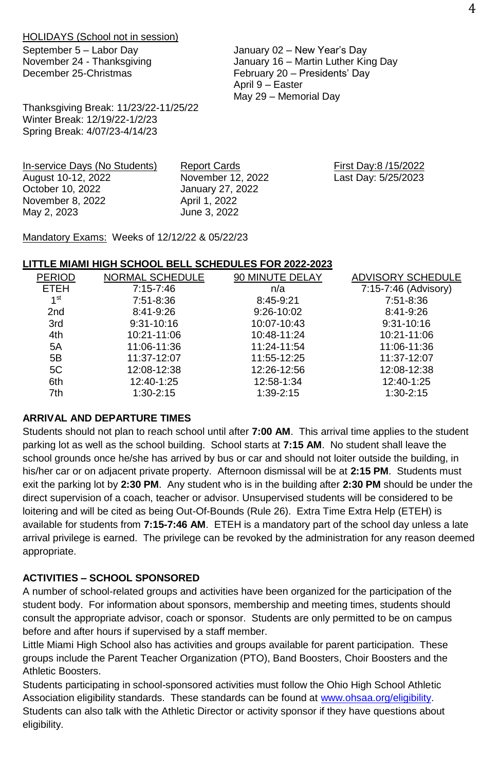HOLIDAYS (School not in session)

September 5 – Labor Day
November 24 - Thanksgiving
December 25-Christmas

January 02 – New Year's Day
January 16 – Martin Luther King Day
February 20 – Presidents' Day
April 9 – Easter
May 29 – Memorial Day

Thanksgiving Break: 11/23/22-11/25/22
Winter Break: 12/19/22-1/2/23
Spring Break: 4/07/23-4/14/23

In-service Days (No Students)
August 10-12, 2022
October 10, 2022
November 8, 2022
May 2, 2023

Report Cards
November 12, 2022
January 27, 2022
April 1, 2022
June 3, 2022

First Day:8 /15/2022
Last Day: 5/25/2023

Mandatory Exams: Weeks of 12/12/22 & 05/22/23

**LITTLE MIAMI HIGH SCHOOL BELL SCHEDULES FOR 2022-2023**

| PERIOD | NORMAL SCHEDULE | 90 MINUTE DELAY | ADVISORY SCHEDULE |
|---|---|---|---|
| ETEH | 7:15-7:46 | n/a | 7:15-7:46 (Advisory) |
| 1st | 7:51-8:36 | 8:45-9:21 | 7:51-8:36 |
| 2nd | 8:41-9:26 | 9:26-10:02 | 8:41-9:26 |
| 3rd | 9:31-10:16 | 10:07-10:43 | 9:31-10:16 |
| 4th | 10:21-11:06 | 10:48-11:24 | 10:21-11:06 |
| 5A | 11:06-11:36 | 11:24-11:54 | 11:06-11:36 |
| 5B | 11:37-12:07 | 11:55-12:25 | 11:37-12:07 |
| 5C | 12:08-12:38 | 12:26-12:56 | 12:08-12:38 |
| 6th | 12:40-1:25 | 12:58-1:34 | 12:40-1:25 |
| 7th | 1:30-2:15 | 1:39-2:15 | 1:30-2:15 |

**ARRIVAL AND DEPARTURE TIMES**

Students should not plan to reach school until after **7:00 AM**. This arrival time applies to the student parking lot as well as the school building. School starts at **7:15 AM**. No student shall leave the school grounds once he/she has arrived by bus or car and should not loiter outside the building, in his/her car or on adjacent private property. Afternoon dismissal will be at **2:15 PM**. Students must exit the parking lot by **2:30 PM**. Any student who is in the building after **2:30 PM** should be under the direct supervision of a coach, teacher or advisor. Unsupervised students will be considered to be loitering and will be cited as being Out-Of-Bounds (Rule 26). Extra Time Extra Help (ETEH) is available for students from **7:15-7:46 AM**. ETEH is a mandatory part of the school day unless a late arrival privilege is earned. The privilege can be revoked by the administration for any reason deemed appropriate.

**ACTIVITIES – SCHOOL SPONSORED**

A number of school-related groups and activities have been organized for the participation of the student body. For information about sponsors, membership and meeting times, students should consult the appropriate advisor, coach or sponsor. Students are only permitted to be on campus before and after hours if supervised by a staff member.

Little Miami High School also has activities and groups available for parent participation. These groups include the Parent Teacher Organization (PTO), Band Boosters, Choir Boosters and the Athletic Boosters.

Students participating in school-sponsored activities must follow the Ohio High School Athletic Association eligibility standards. These standards can be found at www.ohsaa.org/eligibility. Students can also talk with the Athletic Director or activity sponsor if they have questions about eligibility.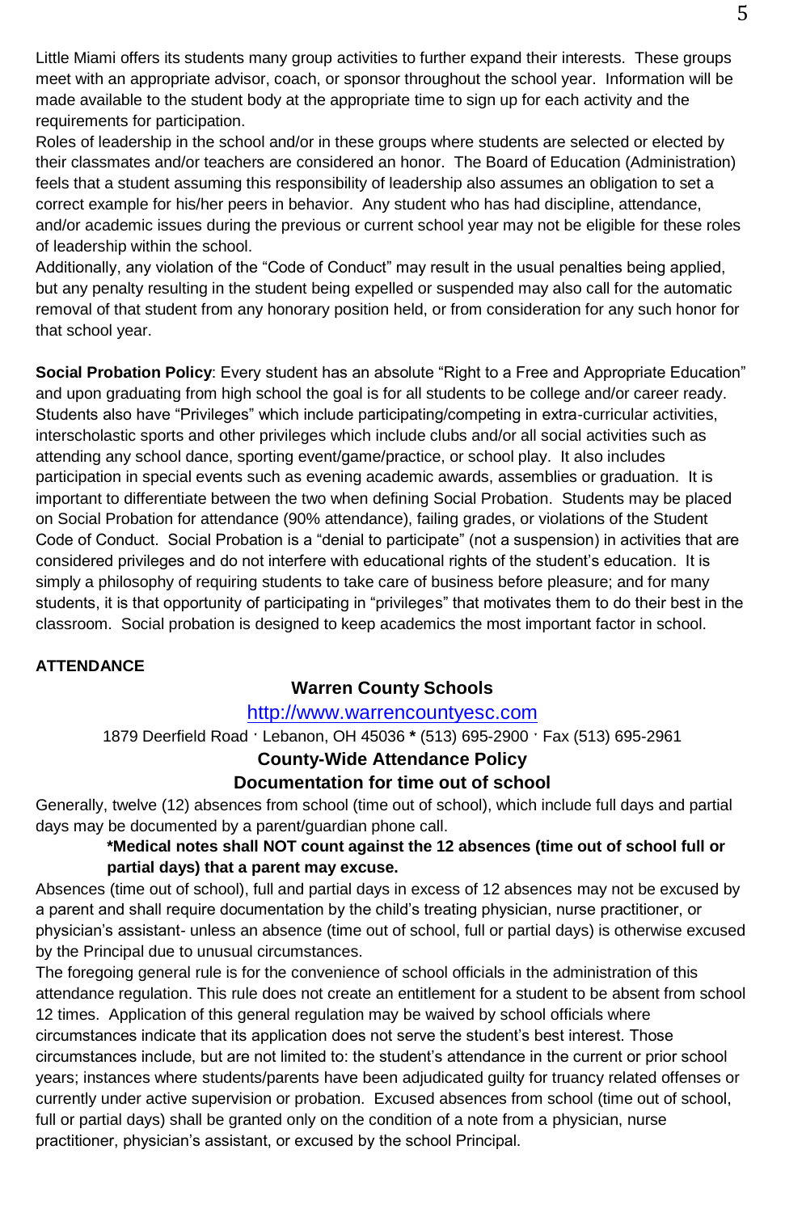Little Miami offers its students many group activities to further expand their interests. These groups meet with an appropriate advisor, coach, or sponsor throughout the school year. Information will be made available to the student body at the appropriate time to sign up for each activity and the requirements for participation.

Roles of leadership in the school and/or in these groups where students are selected or elected by their classmates and/or teachers are considered an honor. The Board of Education (Administration) feels that a student assuming this responsibility of leadership also assumes an obligation to set a correct example for his/her peers in behavior. Any student who has had discipline, attendance, and/or academic issues during the previous or current school year may not be eligible for these roles of leadership within the school.

Additionally, any violation of the "Code of Conduct" may result in the usual penalties being applied, but any penalty resulting in the student being expelled or suspended may also call for the automatic removal of that student from any honorary position held, or from consideration for any such honor for that school year.

**Social Probation Policy**: Every student has an absolute "Right to a Free and Appropriate Education" and upon graduating from high school the goal is for all students to be college and/or career ready. Students also have "Privileges" which include participating/competing in extra-curricular activities, interscholastic sports and other privileges which include clubs and/or all social activities such as attending any school dance, sporting event/game/practice, or school play. It also includes participation in special events such as evening academic awards, assemblies or graduation. It is important to differentiate between the two when defining Social Probation. Students may be placed on Social Probation for attendance (90% attendance), failing grades, or violations of the Student Code of Conduct. Social Probation is a "denial to participate" (not a suspension) in activities that are considered privileges and do not interfere with educational rights of the student's education. It is simply a philosophy of requiring students to take care of business before pleasure; and for many students, it is that opportunity of participating in "privileges" that motivates them to do their best in the classroom. Social probation is designed to keep academics the most important factor in school.

**ATTENDANCE**

**Warren County Schools**

http://www.warrencountyesc.com

1879 Deerfield Road · Lebanon, OH 45036 * (513) 695-2900 · Fax (513) 695-2961

**County-Wide Attendance Policy**

**Documentation for time out of school**

Generally, twelve (12) absences from school (time out of school), which include full days and partial days may be documented by a parent/guardian phone call.

> ***Medical notes shall NOT count against the 12 absences (time out of school full or partial days) that a parent may excuse.**

Absences (time out of school), full and partial days in excess of 12 absences may not be excused by a parent and shall require documentation by the child's treating physician, nurse practitioner, or physician's assistant- unless an absence (time out of school, full or partial days) is otherwise excused by the Principal due to unusual circumstances.

The foregoing general rule is for the convenience of school officials in the administration of this attendance regulation. This rule does not create an entitlement for a student to be absent from school 12 times. Application of this general regulation may be waived by school officials where circumstances indicate that its application does not serve the student's best interest. Those circumstances include, but are not limited to: the student's attendance in the current or prior school years; instances where students/parents have been adjudicated guilty for truancy related offenses or currently under active supervision or probation. Excused absences from school (time out of school, full or partial days) shall be granted only on the condition of a note from a physician, nurse practitioner, physician's assistant, or excused by the school Principal.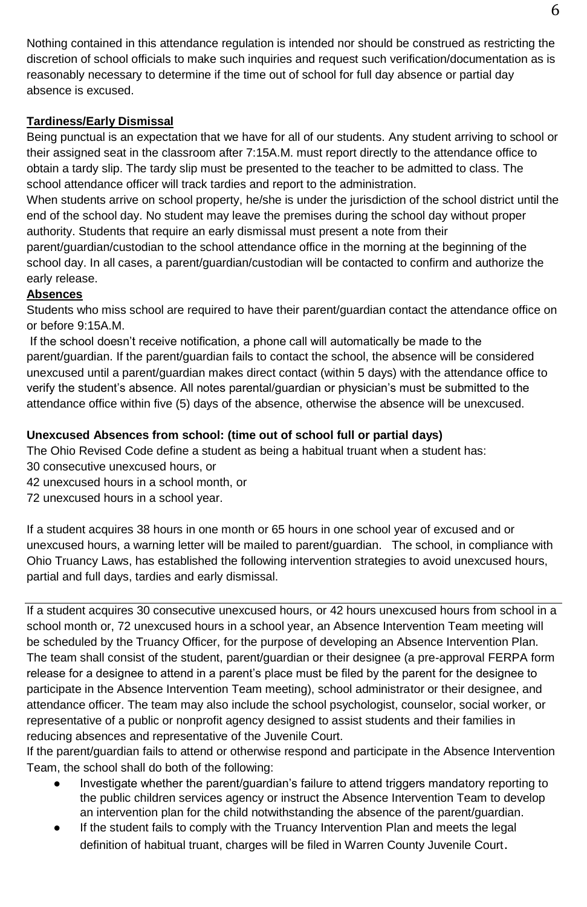Nothing contained in this attendance regulation is intended nor should be construed as restricting the discretion of school officials to make such inquiries and request such verification/documentation as is reasonably necessary to determine if the time out of school for full day absence or partial day absence is excused.

**Tardiness/Early Dismissal**

Being punctual is an expectation that we have for all of our students. Any student arriving to school or their assigned seat in the classroom after 7:15A.M. must report directly to the attendance office to obtain a tardy slip. The tardy slip must be presented to the teacher to be admitted to class. The school attendance officer will track tardies and report to the administration.

When students arrive on school property, he/she is under the jurisdiction of the school district until the end of the school day. No student may leave the premises during the school day without proper authority. Students that require an early dismissal must present a note from their parent/guardian/custodian to the school attendance office in the morning at the beginning of the school day. In all cases, a parent/guardian/custodian will be contacted to confirm and authorize the early release.

**Absences**

Students who miss school are required to have their parent/guardian contact the attendance office on or before 9:15A.M.

If the school doesn't receive notification, a phone call will automatically be made to the parent/guardian. If the parent/guardian fails to contact the school, the absence will be considered unexcused until a parent/guardian makes direct contact (within 5 days) with the attendance office to verify the student's absence. All notes parental/guardian or physician's must be submitted to the attendance office within five (5) days of the absence, otherwise the absence will be unexcused.

**Unexcused Absences from school: (time out of school full or partial days)**

The Ohio Revised Code define a student as being a habitual truant when a student has:

30 consecutive unexcused hours, or

42 unexcused hours in a school month, or

72 unexcused hours in a school year.

If a student acquires 38 hours in one month or 65 hours in one school year of excused and or unexcused hours, a warning letter will be mailed to parent/guardian. The school, in compliance with Ohio Truancy Laws, has established the following intervention strategies to avoid unexcused hours, partial and full days, tardies and early dismissal.

If a student acquires 30 consecutive unexcused hours, or 42 hours unexcused hours from school in a school month or, 72 unexcused hours in a school year, an Absence Intervention Team meeting will be scheduled by the Truancy Officer, for the purpose of developing an Absence Intervention Plan. The team shall consist of the student, parent/guardian or their designee (a pre-approval FERPA form release for a designee to attend in a parent's place must be filed by the parent for the designee to participate in the Absence Intervention Team meeting), school administrator or their designee, and attendance officer. The team may also include the school psychologist, counselor, social worker, or representative of a public or nonprofit agency designed to assist students and their families in reducing absences and representative of the Juvenile Court.

If the parent/guardian fails to attend or otherwise respond and participate in the Absence Intervention Team, the school shall do both of the following:

- Investigate whether the parent/guardian's failure to attend triggers mandatory reporting to the public children services agency or instruct the Absence Intervention Team to develop an intervention plan for the child notwithstanding the absence of the parent/guardian.
- If the student fails to comply with the Truancy Intervention Plan and meets the legal definition of habitual truant, charges will be filed in Warren County Juvenile Court.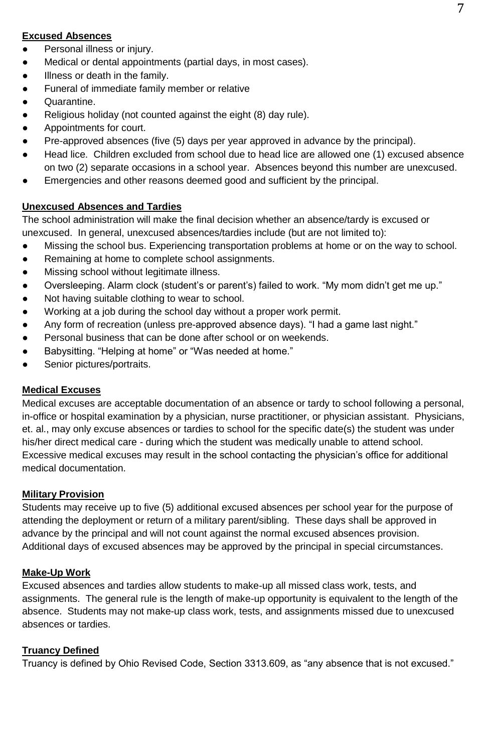### Excused Absences

- Personal illness or injury.
- Medical or dental appointments (partial days, in most cases).
- Illness or death in the family.
- Funeral of immediate family member or relative
- Quarantine.
- Religious holiday (not counted against the eight (8) day rule).
- Appointments for court.
- Pre-approved absences (five (5) days per year approved in advance by the principal).
- Head lice. Children excluded from school due to head lice are allowed one (1) excused absence on two (2) separate occasions in a school year. Absences beyond this number are unexcused.
- Emergencies and other reasons deemed good and sufficient by the principal.

### Unexcused Absences and Tardies

The school administration will make the final decision whether an absence/tardy is excused or unexcused. In general, unexcused absences/tardies include (but are not limited to):

- Missing the school bus. Experiencing transportation problems at home or on the way to school.
- Remaining at home to complete school assignments.
- Missing school without legitimate illness.
- Oversleeping. Alarm clock (student's or parent's) failed to work. "My mom didn't get me up."
- Not having suitable clothing to wear to school.
- Working at a job during the school day without a proper work permit.
- Any form of recreation (unless pre-approved absence days). "I had a game last night."
- Personal business that can be done after school or on weekends.
- Babysitting. "Helping at home" or "Was needed at home."
- Senior pictures/portraits.

### Medical Excuses

Medical excuses are acceptable documentation of an absence or tardy to school following a personal, in-office or hospital examination by a physician, nurse practitioner, or physician assistant. Physicians, et. al., may only excuse absences or tardies to school for the specific date(s) the student was under his/her direct medical care - during which the student was medically unable to attend school. Excessive medical excuses may result in the school contacting the physician's office for additional medical documentation.

### Military Provision

Students may receive up to five (5) additional excused absences per school year for the purpose of attending the deployment or return of a military parent/sibling. These days shall be approved in advance by the principal and will not count against the normal excused absences provision. Additional days of excused absences may be approved by the principal in special circumstances.

### Make-Up Work

Excused absences and tardies allow students to make-up all missed class work, tests, and assignments. The general rule is the length of make-up opportunity is equivalent to the length of the absence. Students may not make-up class work, tests, and assignments missed due to unexcused absences or tardies.

### Truancy Defined

Truancy is defined by Ohio Revised Code, Section 3313.609, as "any absence that is not excused."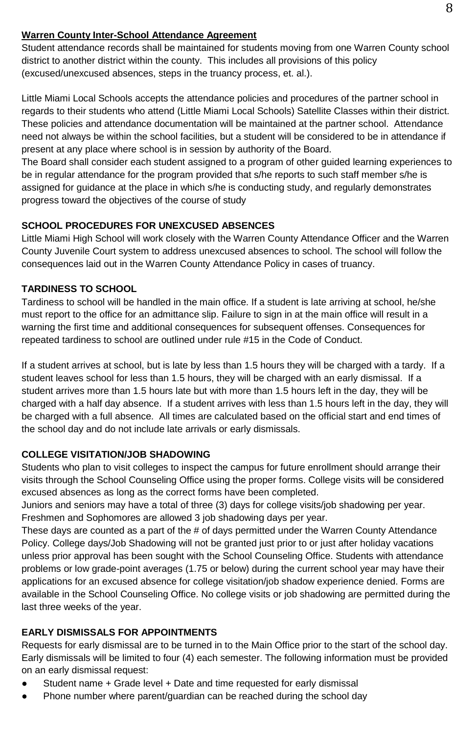**Warren County Inter-School Attendance Agreement**

Student attendance records shall be maintained for students moving from one Warren County school district to another district within the county. This includes all provisions of this policy (excused/unexcused absences, steps in the truancy process, et. al.).

Little Miami Local Schools accepts the attendance policies and procedures of the partner school in regards to their students who attend (Little Miami Local Schools) Satellite Classes within their district. These policies and attendance documentation will be maintained at the partner school. Attendance need not always be within the school facilities, but a student will be considered to be in attendance if present at any place where school is in session by authority of the Board.

The Board shall consider each student assigned to a program of other guided learning experiences to be in regular attendance for the program provided that s/he reports to such staff member s/he is assigned for guidance at the place in which s/he is conducting study, and regularly demonstrates progress toward the objectives of the course of study

**SCHOOL PROCEDURES FOR UNEXCUSED ABSENCES**

Little Miami High School will work closely with the Warren County Attendance Officer and the Warren County Juvenile Court system to address unexcused absences to school. The school will follow the consequences laid out in the Warren County Attendance Policy in cases of truancy.

**TARDINESS TO SCHOOL**

Tardiness to school will be handled in the main office. If a student is late arriving at school, he/she must report to the office for an admittance slip. Failure to sign in at the main office will result in a warning the first time and additional consequences for subsequent offenses. Consequences for repeated tardiness to school are outlined under rule #15 in the Code of Conduct.

If a student arrives at school, but is late by less than 1.5 hours they will be charged with a tardy. If a student leaves school for less than 1.5 hours, they will be charged with an early dismissal. If a student arrives more than 1.5 hours late but with more than 1.5 hours left in the day, they will be charged with a half day absence. If a student arrives with less than 1.5 hours left in the day, they will be charged with a full absence. All times are calculated based on the official start and end times of the school day and do not include late arrivals or early dismissals.

**COLLEGE VISITATION/JOB SHADOWING**

Students who plan to visit colleges to inspect the campus for future enrollment should arrange their visits through the School Counseling Office using the proper forms. College visits will be considered excused absences as long as the correct forms have been completed.

Juniors and seniors may have a total of three (3) days for college visits/job shadowing per year. Freshmen and Sophomores are allowed 3 job shadowing days per year.

These days are counted as a part of the # of days permitted under the Warren County Attendance Policy. College days/Job Shadowing will not be granted just prior to or just after holiday vacations unless prior approval has been sought with the School Counseling Office. Students with attendance problems or low grade-point averages (1.75 or below) during the current school year may have their applications for an excused absence for college visitation/job shadow experience denied. Forms are available in the School Counseling Office. No college visits or job shadowing are permitted during the last three weeks of the year.

**EARLY DISMISSALS FOR APPOINTMENTS**

Requests for early dismissal are to be turned in to the Main Office prior to the start of the school day. Early dismissals will be limited to four (4) each semester. The following information must be provided on an early dismissal request:

- Student name + Grade level + Date and time requested for early dismissal
- Phone number where parent/guardian can be reached during the school day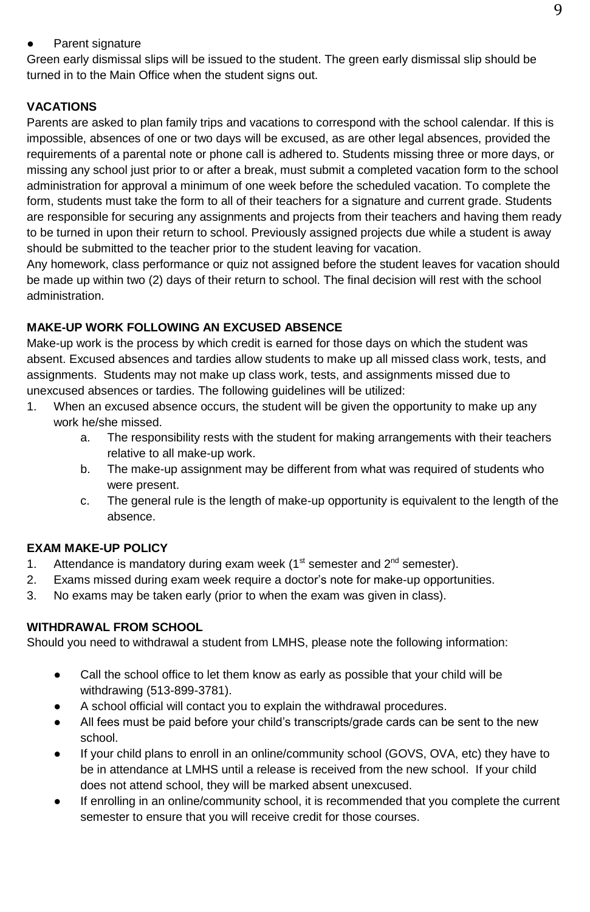- Parent signature

Green early dismissal slips will be issued to the student. The green early dismissal slip should be turned in to the Main Office when the student signs out.

**VACATIONS**

Parents are asked to plan family trips and vacations to correspond with the school calendar. If this is impossible, absences of one or two days will be excused, as are other legal absences, provided the requirements of a parental note or phone call is adhered to. Students missing three or more days, or missing any school just prior to or after a break, must submit a completed vacation form to the school administration for approval a minimum of one week before the scheduled vacation. To complete the form, students must take the form to all of their teachers for a signature and current grade. Students are responsible for securing any assignments and projects from their teachers and having them ready to be turned in upon their return to school. Previously assigned projects due while a student is away should be submitted to the teacher prior to the student leaving for vacation.

Any homework, class performance or quiz not assigned before the student leaves for vacation should be made up within two (2) days of their return to school. The final decision will rest with the school administration.

**MAKE-UP WORK FOLLOWING AN EXCUSED ABSENCE**

Make-up work is the process by which credit is earned for those days on which the student was absent. Excused absences and tardies allow students to make up all missed class work, tests, and assignments. Students may not make up class work, tests, and assignments missed due to unexcused absences or tardies. The following guidelines will be utilized:

1. When an excused absence occurs, the student will be given the opportunity to make up any work he/she missed.
    a. The responsibility rests with the student for making arrangements with their teachers relative to all make-up work.
    b. The make-up assignment may be different from what was required of students who were present.
    c. The general rule is the length of make-up opportunity is equivalent to the length of the absence.

**EXAM MAKE-UP POLICY**

1. Attendance is mandatory during exam week (1st semester and 2nd semester).
2. Exams missed during exam week require a doctor's note for make-up opportunities.
3. No exams may be taken early (prior to when the exam was given in class).

**WITHDRAWAL FROM SCHOOL**

Should you need to withdrawal a student from LMHS, please note the following information:

- Call the school office to let them know as early as possible that your child will be withdrawing (513-899-3781).
- A school official will contact you to explain the withdrawal procedures.
- All fees must be paid before your child's transcripts/grade cards can be sent to the new school.
- If your child plans to enroll in an online/community school (GOVS, OVA, etc) they have to be in attendance at LMHS until a release is received from the new school. If your child does not attend school, they will be marked absent unexcused.
- If enrolling in an online/community school, it is recommended that you complete the current semester to ensure that you will receive credit for those courses.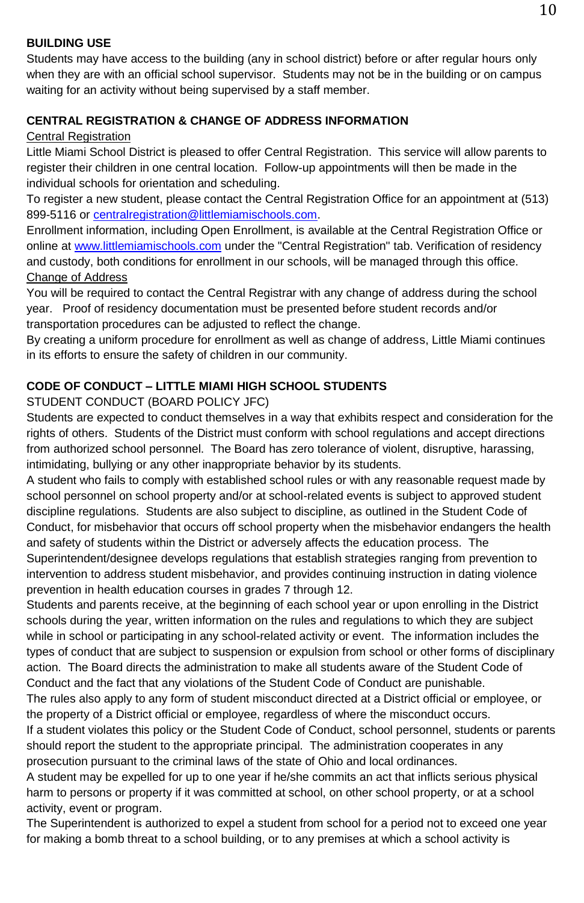**BUILDING USE**

Students may have access to the building (any in school district) before or after regular hours only when they are with an official school supervisor. Students may not be in the building or on campus waiting for an activity without being supervised by a staff member.

**CENTRAL REGISTRATION & CHANGE OF ADDRESS INFORMATION**

<u>Central Registration</u>

Little Miami School District is pleased to offer Central Registration. This service will allow parents to register their children in one central location. Follow-up appointments will then be made in the individual schools for orientation and scheduling.

To register a new student, please contact the Central Registration Office for an appointment at (513) 899-5116 or [centralregistration@littlemiamischools.com](mailto:centralregistration@littlemiamischools.com).

Enrollment information, including Open Enrollment, is available at the Central Registration Office or online at [www.littlemiamischools.com](http://www.littlemiamischools.com) under the "Central Registration" tab. Verification of residency and custody, both conditions for enrollment in our schools, will be managed through this office.

<u>Change of Address</u>

You will be required to contact the Central Registrar with any change of address during the school year. Proof of residency documentation must be presented before student records and/or transportation procedures can be adjusted to reflect the change.

By creating a uniform procedure for enrollment as well as change of address, Little Miami continues in its efforts to ensure the safety of children in our community.

**CODE OF CONDUCT – LITTLE MIAMI HIGH SCHOOL STUDENTS**

STUDENT CONDUCT (BOARD POLICY JFC)

Students are expected to conduct themselves in a way that exhibits respect and consideration for the rights of others. Students of the District must conform with school regulations and accept directions from authorized school personnel. The Board has zero tolerance of violent, disruptive, harassing, intimidating, bullying or any other inappropriate behavior by its students.

A student who fails to comply with established school rules or with any reasonable request made by school personnel on school property and/or at school-related events is subject to approved student discipline regulations. Students are also subject to discipline, as outlined in the Student Code of Conduct, for misbehavior that occurs off school property when the misbehavior endangers the health and safety of students within the District or adversely affects the education process. The Superintendent/designee develops regulations that establish strategies ranging from prevention to intervention to address student misbehavior, and provides continuing instruction in dating violence prevention in health education courses in grades 7 through 12.

Students and parents receive, at the beginning of each school year or upon enrolling in the District schools during the year, written information on the rules and regulations to which they are subject while in school or participating in any school-related activity or event. The information includes the types of conduct that are subject to suspension or expulsion from school or other forms of disciplinary action. The Board directs the administration to make all students aware of the Student Code of Conduct and the fact that any violations of the Student Code of Conduct are punishable.

The rules also apply to any form of student misconduct directed at a District official or employee, or the property of a District official or employee, regardless of where the misconduct occurs.

If a student violates this policy or the Student Code of Conduct, school personnel, students or parents should report the student to the appropriate principal. The administration cooperates in any prosecution pursuant to the criminal laws of the state of Ohio and local ordinances.

A student may be expelled for up to one year if he/she commits an act that inflicts serious physical harm to persons or property if it was committed at school, on other school property, or at a school activity, event or program.

The Superintendent is authorized to expel a student from school for a period not to exceed one year for making a bomb threat to a school building, or to any premises at which a school activity is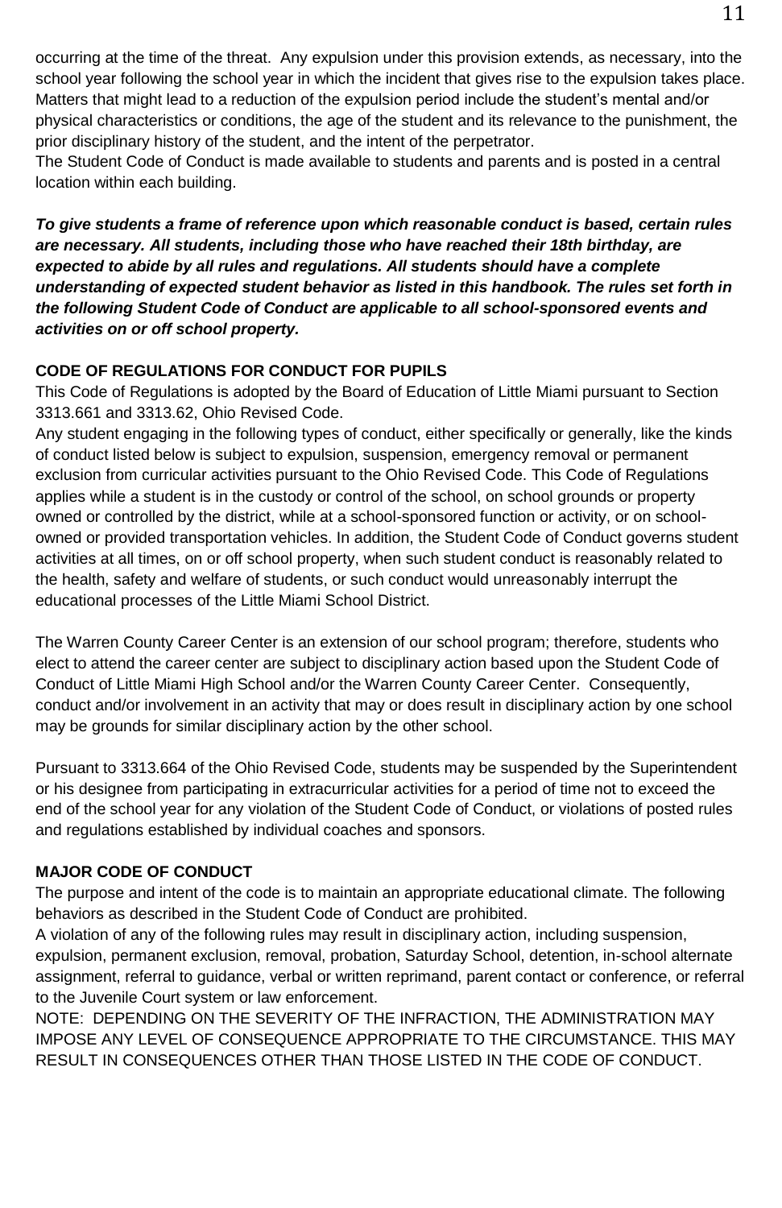occurring at the time of the threat. Any expulsion under this provision extends, as necessary, into the school year following the school year in which the incident that gives rise to the expulsion takes place. Matters that might lead to a reduction of the expulsion period include the student's mental and/or physical characteristics or conditions, the age of the student and its relevance to the punishment, the prior disciplinary history of the student, and the intent of the perpetrator.
The Student Code of Conduct is made available to students and parents and is posted in a central location within each building.

***To give students a frame of reference upon which reasonable conduct is based, certain rules are necessary. All students, including those who have reached their 18th birthday, are expected to abide by all rules and regulations. All students should have a complete understanding of expected student behavior as listed in this handbook. The rules set forth in the following Student Code of Conduct are applicable to all school-sponsored events and activities on or off school property.***

**CODE OF REGULATIONS FOR CONDUCT FOR PUPILS**

This Code of Regulations is adopted by the Board of Education of Little Miami pursuant to Section 3313.661 and 3313.62, Ohio Revised Code.
Any student engaging in the following types of conduct, either specifically or generally, like the kinds of conduct listed below is subject to expulsion, suspension, emergency removal or permanent exclusion from curricular activities pursuant to the Ohio Revised Code. This Code of Regulations applies while a student is in the custody or control of the school, on school grounds or property owned or controlled by the district, while at a school-sponsored function or activity, or on school-owned or provided transportation vehicles. In addition, the Student Code of Conduct governs student activities at all times, on or off school property, when such student conduct is reasonably related to the health, safety and welfare of students, or such conduct would unreasonably interrupt the educational processes of the Little Miami School District.

The Warren County Career Center is an extension of our school program; therefore, students who elect to attend the career center are subject to disciplinary action based upon the Student Code of Conduct of Little Miami High School and/or the Warren County Career Center. Consequently, conduct and/or involvement in an activity that may or does result in disciplinary action by one school may be grounds for similar disciplinary action by the other school.

Pursuant to 3313.664 of the Ohio Revised Code, students may be suspended by the Superintendent or his designee from participating in extracurricular activities for a period of time not to exceed the end of the school year for any violation of the Student Code of Conduct, or violations of posted rules and regulations established by individual coaches and sponsors.

**MAJOR CODE OF CONDUCT**

The purpose and intent of the code is to maintain an appropriate educational climate. The following behaviors as described in the Student Code of Conduct are prohibited.
A violation of any of the following rules may result in disciplinary action, including suspension, expulsion, permanent exclusion, removal, probation, Saturday School, detention, in-school alternate assignment, referral to guidance, verbal or written reprimand, parent contact or conference, or referral to the Juvenile Court system or law enforcement.
NOTE: DEPENDING ON THE SEVERITY OF THE INFRACTION, THE ADMINISTRATION MAY IMPOSE ANY LEVEL OF CONSEQUENCE APPROPRIATE TO THE CIRCUMSTANCE. THIS MAY RESULT IN CONSEQUENCES OTHER THAN THOSE LISTED IN THE CODE OF CONDUCT.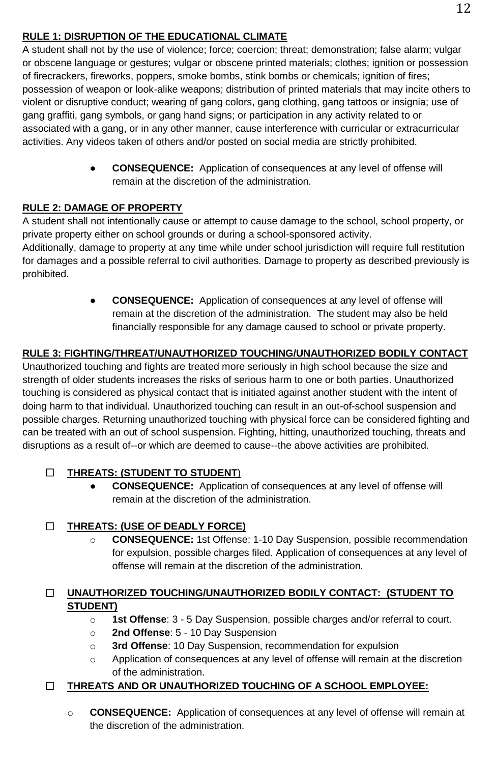**RULE 1: DISRUPTION OF THE EDUCATIONAL CLIMATE**

A student shall not by the use of violence; force; coercion; threat; demonstration; false alarm; vulgar or obscene language or gestures; vulgar or obscene printed materials; clothes; ignition or possession of firecrackers, fireworks, poppers, smoke bombs, stink bombs or chemicals; ignition of fires; possession of weapon or look-alike weapons; distribution of printed materials that may incite others to violent or disruptive conduct; wearing of gang colors, gang clothing, gang tattoos or insignia; use of gang graffiti, gang symbols, or gang hand signs; or participation in any activity related to or associated with a gang, or in any other manner, cause interference with curricular or extracurricular activities. Any videos taken of others and/or posted on social media are strictly prohibited.

- **CONSEQUENCE:** Application of consequences at any level of offense will remain at the discretion of the administration.

**RULE 2: DAMAGE OF PROPERTY**

A student shall not intentionally cause or attempt to cause damage to the school, school property, or private property either on school grounds or during a school-sponsored activity.
Additionally, damage to property at any time while under school jurisdiction will require full restitution for damages and a possible referral to civil authorities. Damage to property as described previously is prohibited.

- **CONSEQUENCE:** Application of consequences at any level of offense will remain at the discretion of the administration. The student may also be held financially responsible for any damage caused to school or private property.

**RULE 3: FIGHTING/THREAT/UNAUTHORIZED TOUCHING/UNAUTHORIZED BODILY CONTACT**

Unauthorized touching and fights are treated more seriously in high school because the size and strength of older students increases the risks of serious harm to one or both parties. Unauthorized touching is considered as physical contact that is initiated against another student with the intent of doing harm to that individual. Unauthorized touching can result in an out-of-school suspension and possible charges. Returning unauthorized touching with physical force can be considered fighting and can be treated with an out of school suspension. Fighting, hitting, unauthorized touching, threats and disruptions as a result of--or which are deemed to cause--the above activities are prohibited.

- ☐ **THREATS: (STUDENT TO STUDENT)**
  - **CONSEQUENCE:** Application of consequences at any level of offense will remain at the discretion of the administration.

- ☐ **THREATS: (USE OF DEADLY FORCE)**
  - **CONSEQUENCE:** 1st Offense: 1-10 Day Suspension, possible recommendation for expulsion, possible charges filed. Application of consequences at any level of offense will remain at the discretion of the administration.

- ☐ **UNAUTHORIZED TOUCHING/UNAUTHORIZED BODILY CONTACT: (STUDENT TO STUDENT)**
  - **1st Offense**: 3 - 5 Day Suspension, possible charges and/or referral to court.
  - **2nd Offense**: 5 - 10 Day Suspension
  - **3rd Offense**: 10 Day Suspension, recommendation for expulsion
  - Application of consequences at any level of offense will remain at the discretion of the administration.

- ☐ **THREATS AND OR UNAUTHORIZED TOUCHING OF A SCHOOL EMPLOYEE:**
  - **CONSEQUENCE:** Application of consequences at any level of offense will remain at the discretion of the administration.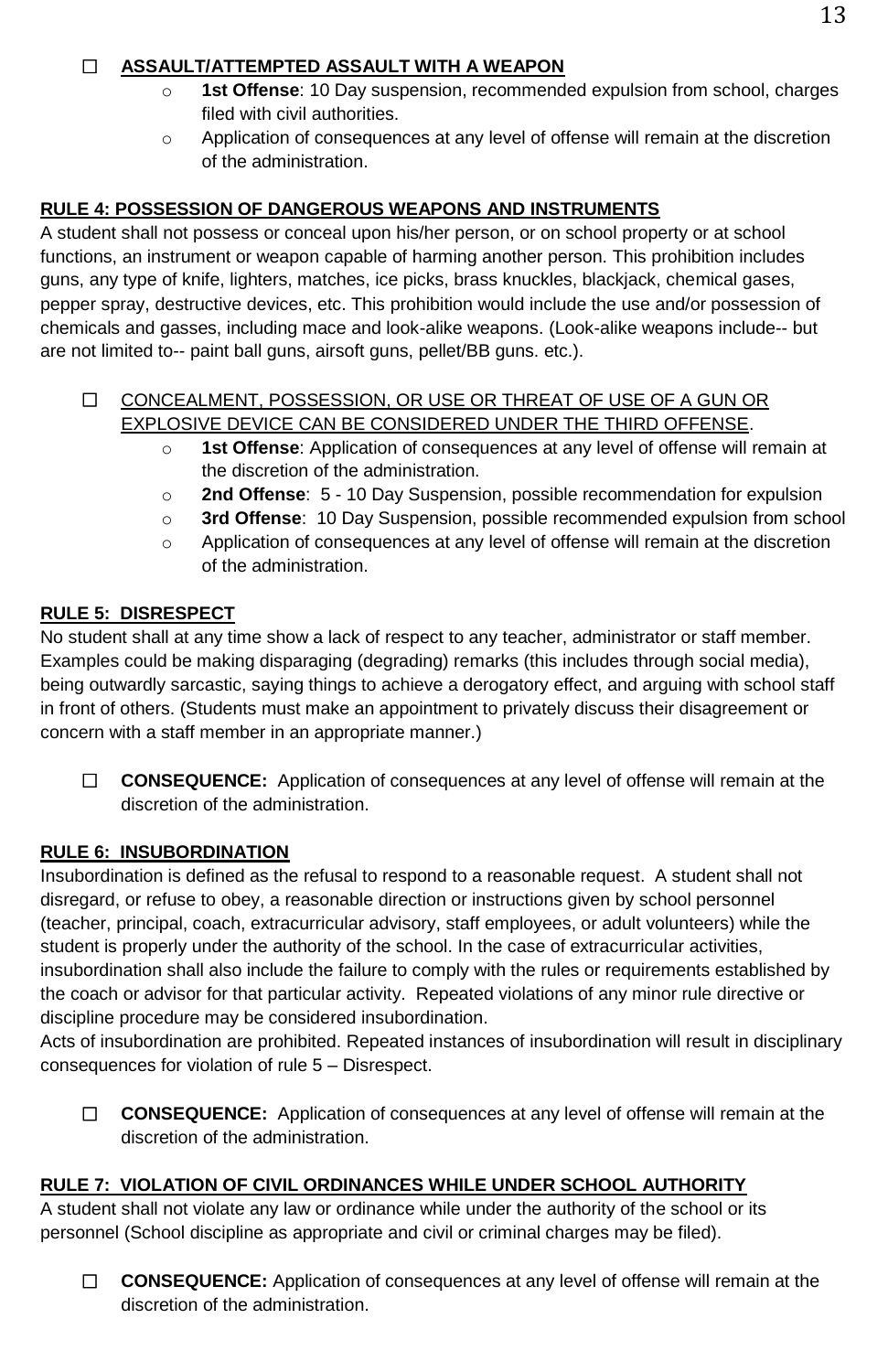- **ASSAULT/ATTEMPTED ASSAULT WITH A WEAPON**
  - **1st Offense**: 10 Day suspension, recommended expulsion from school, charges filed with civil authorities.
  - Application of consequences at any level of offense will remain at the discretion of the administration.

**RULE 4: POSSESSION OF DANGEROUS WEAPONS AND INSTRUMENTS**

A student shall not possess or conceal upon his/her person, or on school property or at school functions, an instrument or weapon capable of harming another person. This prohibition includes guns, any type of knife, lighters, matches, ice picks, brass knuckles, blackjack, chemical gases, pepper spray, destructive devices, etc. This prohibition would include the use and/or possession of chemicals and gasses, including mace and look-alike weapons. (Look-alike weapons include-- but are not limited to-- paint ball guns, airsoft guns, pellet/BB guns. etc.).

- CONCEALMENT, POSSESSION, OR USE OR THREAT OF USE OF A GUN OR EXPLOSIVE DEVICE CAN BE CONSIDERED UNDER THE THIRD OFFENSE.
  - **1st Offense**: Application of consequences at any level of offense will remain at the discretion of the administration.
  - **2nd Offense**: 5 - 10 Day Suspension, possible recommendation for expulsion
  - **3rd Offense**: 10 Day Suspension, possible recommended expulsion from school
  - Application of consequences at any level of offense will remain at the discretion of the administration.

**RULE 5: DISRESPECT**

No student shall at any time show a lack of respect to any teacher, administrator or staff member. Examples could be making disparaging (degrading) remarks (this includes through social media), being outwardly sarcastic, saying things to achieve a derogatory effect, and arguing with school staff in front of others. (Students must make an appointment to privately discuss their disagreement or concern with a staff member in an appropriate manner.)

- **CONSEQUENCE:** Application of consequences at any level of offense will remain at the discretion of the administration.

**RULE 6: INSUBORDINATION**

Insubordination is defined as the refusal to respond to a reasonable request. A student shall not disregard, or refuse to obey, a reasonable direction or instructions given by school personnel (teacher, principal, coach, extracurricular advisory, staff employees, or adult volunteers) while the student is properly under the authority of the school. In the case of extracurricular activities, insubordination shall also include the failure to comply with the rules or requirements established by the coach or advisor for that particular activity. Repeated violations of any minor rule directive or discipline procedure may be considered insubordination.

Acts of insubordination are prohibited. Repeated instances of insubordination will result in disciplinary consequences for violation of rule 5 – Disrespect.

- **CONSEQUENCE:** Application of consequences at any level of offense will remain at the discretion of the administration.

**RULE 7: VIOLATION OF CIVIL ORDINANCES WHILE UNDER SCHOOL AUTHORITY**

A student shall not violate any law or ordinance while under the authority of the school or its personnel (School discipline as appropriate and civil or criminal charges may be filed).

- **CONSEQUENCE:** Application of consequences at any level of offense will remain at the discretion of the administration.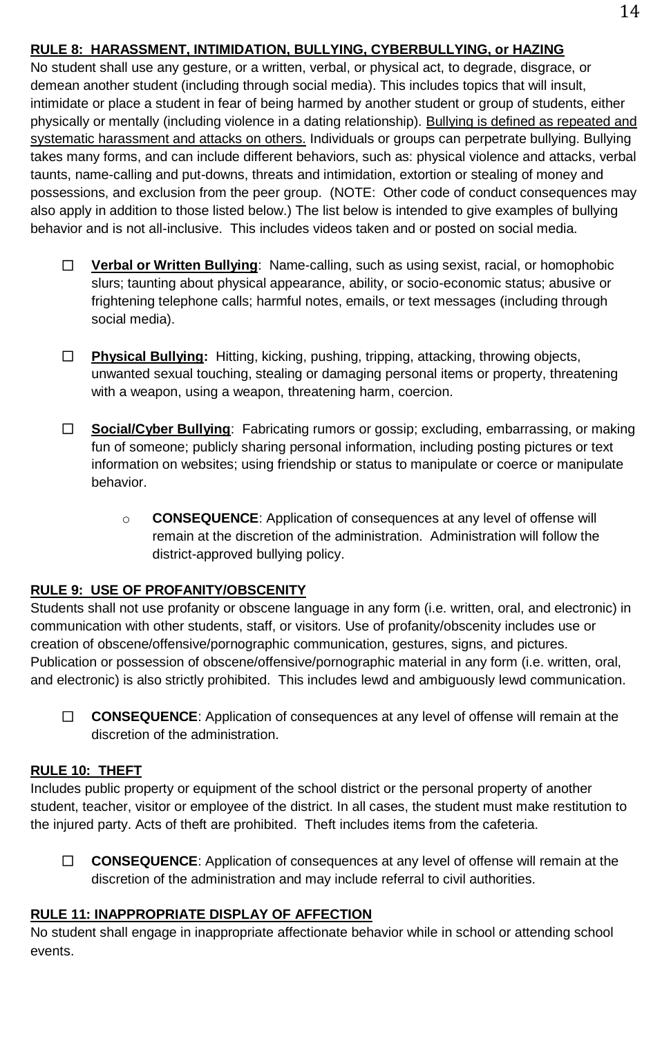**RULE 8: HARASSMENT, INTIMIDATION, BULLYING, CYBERBULLYING, or HAZING**

No student shall use any gesture, or a written, verbal, or physical act, to degrade, disgrace, or demean another student (including through social media). This includes topics that will insult, intimidate or place a student in fear of being harmed by another student or group of students, either physically or mentally (including violence in a dating relationship). Bullying is defined as repeated and systematic harassment and attacks on others. Individuals or groups can perpetrate bullying. Bullying takes many forms, and can include different behaviors, such as: physical violence and attacks, verbal taunts, name-calling and put-downs, threats and intimidation, extortion or stealing of money and possessions, and exclusion from the peer group. (NOTE: Other code of conduct consequences may also apply in addition to those listed below.) The list below is intended to give examples of bullying behavior and is not all-inclusive. This includes videos taken and or posted on social media.

- **Verbal or Written Bullying**: Name-calling, such as using sexist, racial, or homophobic slurs; taunting about physical appearance, ability, or socio-economic status; abusive or frightening telephone calls; harmful notes, emails, or text messages (including through social media).
- **Physical Bullying:** Hitting, kicking, pushing, tripping, attacking, throwing objects, unwanted sexual touching, stealing or damaging personal items or property, threatening with a weapon, using a weapon, threatening harm, coercion.
- **Social/Cyber Bullying**: Fabricating rumors or gossip; excluding, embarrassing, or making fun of someone; publicly sharing personal information, including posting pictures or text information on websites; using friendship or status to manipulate or coerce or manipulate behavior.
  - **CONSEQUENCE**: Application of consequences at any level of offense will remain at the discretion of the administration. Administration will follow the district-approved bullying policy.

**RULE 9: USE OF PROFANITY/OBSCENITY**

Students shall not use profanity or obscene language in any form (i.e. written, oral, and electronic) in communication with other students, staff, or visitors. Use of profanity/obscenity includes use or creation of obscene/offensive/pornographic communication, gestures, signs, and pictures. Publication or possession of obscene/offensive/pornographic material in any form (i.e. written, oral, and electronic) is also strictly prohibited. This includes lewd and ambiguously lewd communication.

- **CONSEQUENCE**: Application of consequences at any level of offense will remain at the discretion of the administration.

**RULE 10: THEFT**

Includes public property or equipment of the school district or the personal property of another student, teacher, visitor or employee of the district. In all cases, the student must make restitution to the injured party. Acts of theft are prohibited. Theft includes items from the cafeteria.

- **CONSEQUENCE**: Application of consequences at any level of offense will remain at the discretion of the administration and may include referral to civil authorities.

**RULE 11: INAPPROPRIATE DISPLAY OF AFFECTION**

No student shall engage in inappropriate affectionate behavior while in school or attending school events.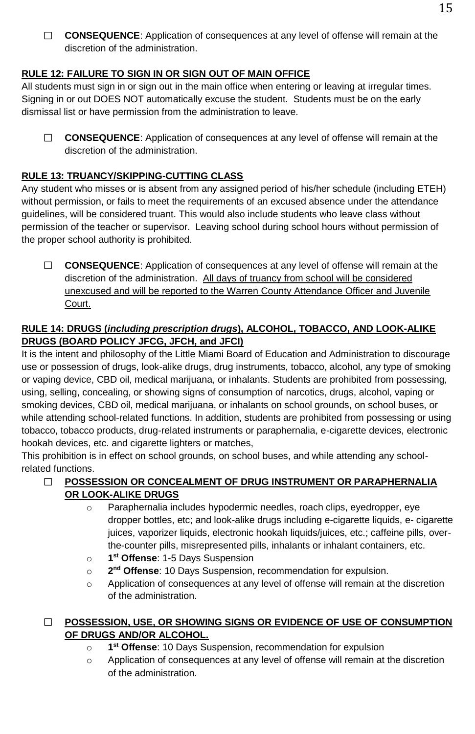- ☐ **CONSEQUENCE**: Application of consequences at any level of offense will remain at the discretion of the administration.

**RULE 12: FAILURE TO SIGN IN OR SIGN OUT OF MAIN OFFICE**

All students must sign in or sign out in the main office when entering or leaving at irregular times. Signing in or out DOES NOT automatically excuse the student. Students must be on the early dismissal list or have permission from the administration to leave.

- ☐ **CONSEQUENCE**: Application of consequences at any level of offense will remain at the discretion of the administration.

**RULE 13: TRUANCY/SKIPPING-CUTTING CLASS**

Any student who misses or is absent from any assigned period of his/her schedule (including ETEH) without permission, or fails to meet the requirements of an excused absence under the attendance guidelines, will be considered truant. This would also include students who leave class without permission of the teacher or supervisor. Leaving school during school hours without permission of the proper school authority is prohibited.

- ☐ **CONSEQUENCE**: Application of consequences at any level of offense will remain at the discretion of the administration. <u>All days of truancy from school will be considered unexcused and will be reported to the Warren County Attendance Officer and Juvenile Court.</u>

**RULE 14: DRUGS (*including prescription drugs*), ALCOHOL, TOBACCO, AND LOOK-ALIKE DRUGS (BOARD POLICY JFCG, JFCH, and JFCI)**

It is the intent and philosophy of the Little Miami Board of Education and Administration to discourage use or possession of drugs, look-alike drugs, drug instruments, tobacco, alcohol, any type of smoking or vaping device, CBD oil, medical marijuana, or inhalants. Students are prohibited from possessing, using, selling, concealing, or showing signs of consumption of narcotics, drugs, alcohol, vaping or smoking devices, CBD oil, medical marijuana, or inhalants on school grounds, on school buses, or while attending school-related functions. In addition, students are prohibited from possessing or using tobacco, tobacco products, drug-related instruments or paraphernalia, e-cigarette devices, electronic hookah devices, etc. and cigarette lighters or matches,

This prohibition is in effect on school grounds, on school buses, and while attending any school-related functions.

- ☐ **POSSESSION OR CONCEALMENT OF DRUG INSTRUMENT OR PARAPHERNALIA OR LOOK-ALIKE DRUGS**
  - Paraphernalia includes hypodermic needles, roach clips, eyedropper, eye dropper bottles, etc; and look-alike drugs including e-cigarette liquids, e- cigarette juices, vaporizer liquids, electronic hookah liquids/juices, etc.; caffeine pills, over-the-counter pills, misrepresented pills, inhalants or inhalant containers, etc.
  - **1st Offense**: 1-5 Days Suspension
  - **2nd Offense**: 10 Days Suspension, recommendation for expulsion.
  - Application of consequences at any level of offense will remain at the discretion of the administration.

- ☐ **POSSESSION, USE, OR SHOWING SIGNS OR EVIDENCE OF USE OF CONSUMPTION OF DRUGS AND/OR ALCOHOL.**
  - **1st Offense**: 10 Days Suspension, recommendation for expulsion
  - Application of consequences at any level of offense will remain at the discretion of the administration.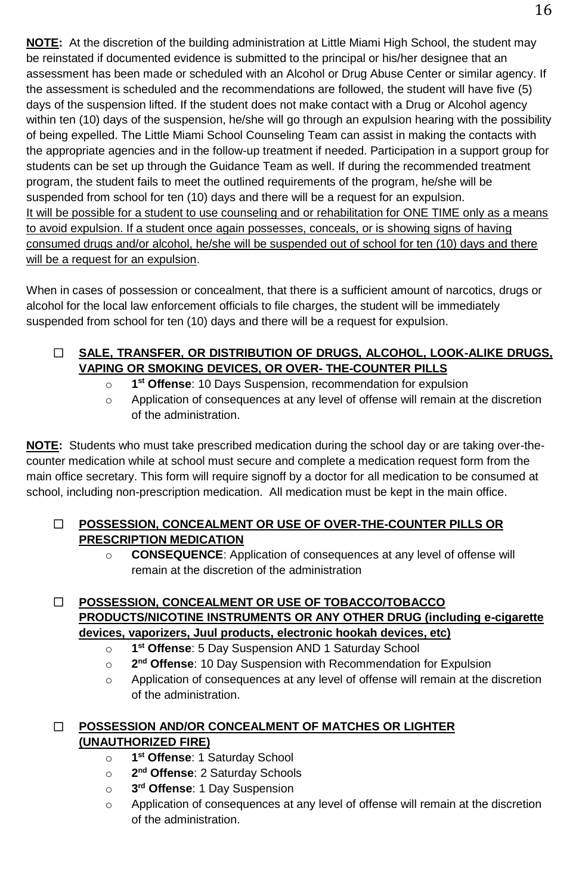**NOTE:** At the discretion of the building administration at Little Miami High School, the student may be reinstated if documented evidence is submitted to the principal or his/her designee that an assessment has been made or scheduled with an Alcohol or Drug Abuse Center or similar agency. If the assessment is scheduled and the recommendations are followed, the student will have five (5) days of the suspension lifted. If the student does not make contact with a Drug or Alcohol agency within ten (10) days of the suspension, he/she will go through an expulsion hearing with the possibility of being expelled. The Little Miami School Counseling Team can assist in making the contacts with the appropriate agencies and in the follow-up treatment if needed. Participation in a support group for students can be set up through the Guidance Team as well. If during the recommended treatment program, the student fails to meet the outlined requirements of the program, he/she will be suspended from school for ten (10) days and there will be a request for an expulsion.
<u>It will be possible for a student to use counseling and or rehabilitation for ONE TIME only as a means to avoid expulsion. If a student once again possesses, conceals, or is showing signs of having consumed drugs and/or alcohol, he/she will be suspended out of school for ten (10) days and there will be a request for an expulsion</u>.

When in cases of possession or concealment, that there is a sufficient amount of narcotics, drugs or alcohol for the local law enforcement officials to file charges, the student will be immediately suspended from school for ten (10) days and there will be a request for expulsion.

- ☐ **SALE, TRANSFER, OR DISTRIBUTION OF DRUGS, ALCOHOL, LOOK-ALIKE DRUGS, VAPING OR SMOKING DEVICES, OR OVER- THE-COUNTER PILLS**
  - **1st Offense**: 10 Days Suspension, recommendation for expulsion
  - Application of consequences at any level of offense will remain at the discretion of the administration.

**NOTE:** Students who must take prescribed medication during the school day or are taking over-the-counter medication while at school must secure and complete a medication request form from the main office secretary. This form will require signoff by a doctor for all medication to be consumed at school, including non-prescription medication. All medication must be kept in the main office.

- ☐ **POSSESSION, CONCEALMENT OR USE OF OVER-THE-COUNTER PILLS OR PRESCRIPTION MEDICATION**
  - **CONSEQUENCE**: Application of consequences at any level of offense will remain at the discretion of the administration

- ☐ **POSSESSION, CONCEALMENT OR USE OF TOBACCO/TOBACCO PRODUCTS/NICOTINE INSTRUMENTS OR ANY OTHER DRUG (including e-cigarette devices, vaporizers, Juul products, electronic hookah devices, etc)**
  - **1st Offense**: 5 Day Suspension AND 1 Saturday School
  - **2nd Offense**: 10 Day Suspension with Recommendation for Expulsion
  - Application of consequences at any level of offense will remain at the discretion of the administration.

- ☐ **POSSESSION AND/OR CONCEALMENT OF MATCHES OR LIGHTER (UNAUTHORIZED FIRE)**
  - **1st Offense**: 1 Saturday School
  - **2nd Offense**: 2 Saturday Schools
  - **3rd Offense**: 1 Day Suspension
  - Application of consequences at any level of offense will remain at the discretion of the administration.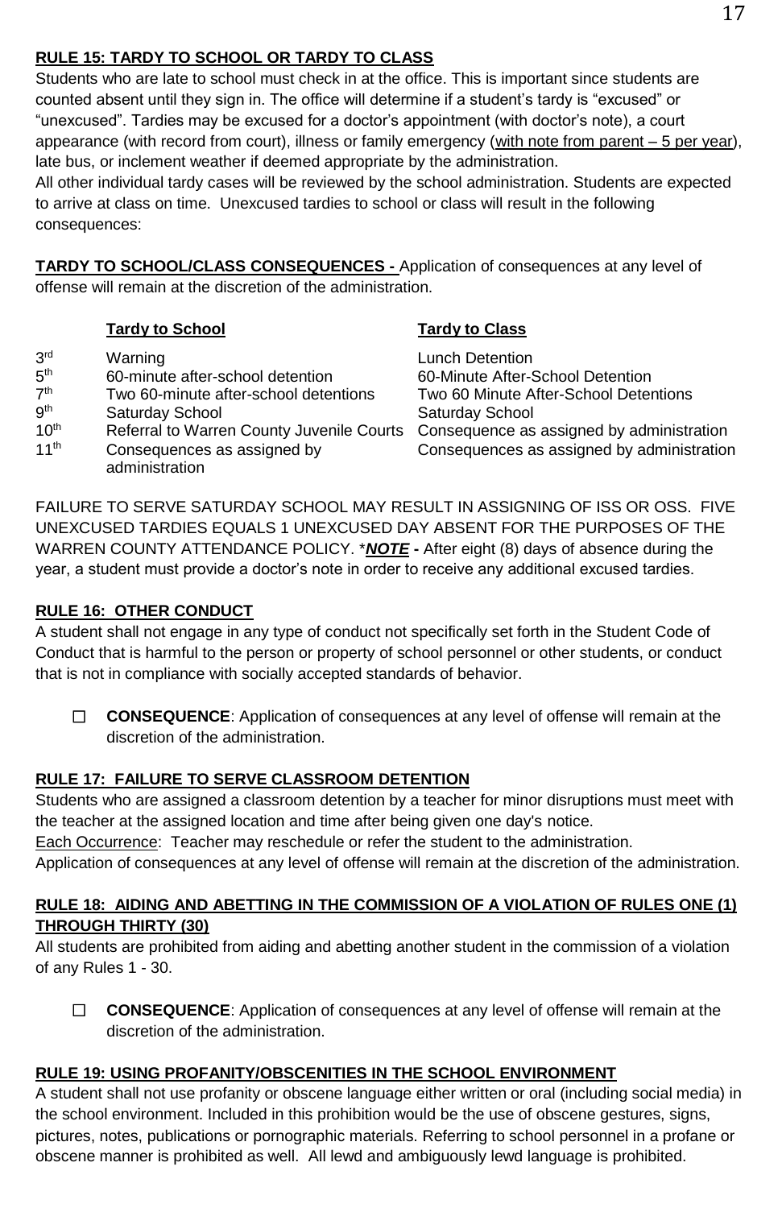**RULE 15: TARDY TO SCHOOL OR TARDY TO CLASS**

Students who are late to school must check in at the office. This is important since students are counted absent until they sign in. The office will determine if a student's tardy is "excused" or "unexcused". Tardies may be excused for a doctor's appointment (with doctor's note), a court appearance (with record from court), illness or family emergency (with note from parent – 5 per year), late bus, or inclement weather if deemed appropriate by the administration.

All other individual tardy cases will be reviewed by the school administration. Students are expected to arrive at class on time. Unexcused tardies to school or class will result in the following consequences:

**TARDY TO SCHOOL/CLASS CONSEQUENCES -** Application of consequences at any level of offense will remain at the discretion of the administration.

| | **Tardy to School** | **Tardy to Class** |
|---|---|---|
| 3rd | Warning | Lunch Detention |
| 5th | 60-minute after-school detention | 60-Minute After-School Detention |
| 7th | Two 60-minute after-school detentions | Two 60 Minute After-School Detentions |
| 9th | Saturday School | Saturday School |
| 10th | Referral to Warren County Juvenile Courts | Consequence as assigned by administration |
| 11th | Consequences as assigned by administration | Consequences as assigned by administration |

FAILURE TO SERVE SATURDAY SCHOOL MAY RESULT IN ASSIGNING OF ISS OR OSS. FIVE UNEXCUSED TARDIES EQUALS 1 UNEXCUSED DAY ABSENT FOR THE PURPOSES OF THE WARREN COUNTY ATTENDANCE POLICY. **\****_NOTE_* **-** After eight (8) days of absence during the year, a student must provide a doctor's note in order to receive any additional excused tardies.

**RULE 16: OTHER CONDUCT**

A student shall not engage in any type of conduct not specifically set forth in the Student Code of Conduct that is harmful to the person or property of school personnel or other students, or conduct that is not in compliance with socially accepted standards of behavior.

- ☐ **CONSEQUENCE**: Application of consequences at any level of offense will remain at the discretion of the administration.

**RULE 17: FAILURE TO SERVE CLASSROOM DETENTION**

Students who are assigned a classroom detention by a teacher for minor disruptions must meet with the teacher at the assigned location and time after being given one day's notice.

Each Occurrence: Teacher may reschedule or refer the student to the administration.

Application of consequences at any level of offense will remain at the discretion of the administration.

**RULE 18: AIDING AND ABETTING IN THE COMMISSION OF A VIOLATION OF RULES ONE (1) THROUGH THIRTY (30)**

All students are prohibited from aiding and abetting another student in the commission of a violation of any Rules 1 - 30.

- ☐ **CONSEQUENCE**: Application of consequences at any level of offense will remain at the discretion of the administration.

**RULE 19: USING PROFANITY/OBSCENITIES IN THE SCHOOL ENVIRONMENT**

A student shall not use profanity or obscene language either written or oral (including social media) in the school environment. Included in this prohibition would be the use of obscene gestures, signs, pictures, notes, publications or pornographic materials. Referring to school personnel in a profane or obscene manner is prohibited as well. All lewd and ambiguously lewd language is prohibited.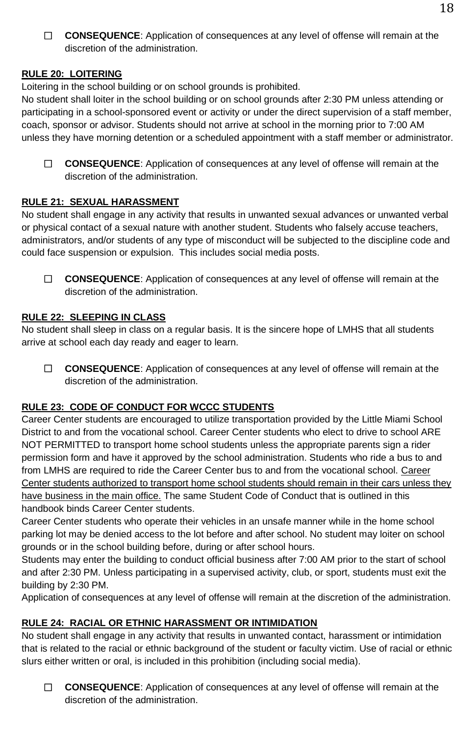- ☐ **CONSEQUENCE**: Application of consequences at any level of offense will remain at the discretion of the administration.

**RULE 20: LOITERING**

Loitering in the school building or on school grounds is prohibited.

No student shall loiter in the school building or on school grounds after 2:30 PM unless attending or participating in a school-sponsored event or activity or under the direct supervision of a staff member, coach, sponsor or advisor. Students should not arrive at school in the morning prior to 7:00 AM unless they have morning detention or a scheduled appointment with a staff member or administrator.

- ☐ **CONSEQUENCE**: Application of consequences at any level of offense will remain at the discretion of the administration.

**RULE 21: SEXUAL HARASSMENT**

No student shall engage in any activity that results in unwanted sexual advances or unwanted verbal or physical contact of a sexual nature with another student. Students who falsely accuse teachers, administrators, and/or students of any type of misconduct will be subjected to the discipline code and could face suspension or expulsion. This includes social media posts.

- ☐ **CONSEQUENCE**: Application of consequences at any level of offense will remain at the discretion of the administration.

**RULE 22: SLEEPING IN CLASS**

No student shall sleep in class on a regular basis. It is the sincere hope of LMHS that all students arrive at school each day ready and eager to learn.

- ☐ **CONSEQUENCE**: Application of consequences at any level of offense will remain at the discretion of the administration.

**RULE 23: CODE OF CONDUCT FOR WCCC STUDENTS**

Career Center students are encouraged to utilize transportation provided by the Little Miami School District to and from the vocational school. Career Center students who elect to drive to school ARE NOT PERMITTED to transport home school students unless the appropriate parents sign a rider permission form and have it approved by the school administration. Students who ride a bus to and from LMHS are required to ride the Career Center bus to and from the vocational school. Career Center students authorized to transport home school students should remain in their cars unless they have business in the main office. The same Student Code of Conduct that is outlined in this handbook binds Career Center students.

Career Center students who operate their vehicles in an unsafe manner while in the home school parking lot may be denied access to the lot before and after school. No student may loiter on school grounds or in the school building before, during or after school hours.

Students may enter the building to conduct official business after 7:00 AM prior to the start of school and after 2:30 PM. Unless participating in a supervised activity, club, or sport, students must exit the building by 2:30 PM.

Application of consequences at any level of offense will remain at the discretion of the administration.

**RULE 24: RACIAL OR ETHNIC HARASSMENT OR INTIMIDATION**

No student shall engage in any activity that results in unwanted contact, harassment or intimidation that is related to the racial or ethnic background of the student or faculty victim. Use of racial or ethnic slurs either written or oral, is included in this prohibition (including social media).

- ☐ **CONSEQUENCE**: Application of consequences at any level of offense will remain at the discretion of the administration.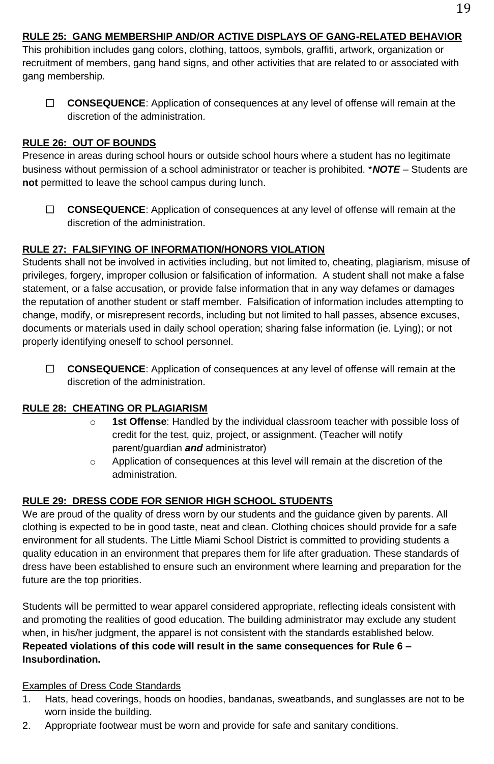**RULE 25: GANG MEMBERSHIP AND/OR ACTIVE DISPLAYS OF GANG-RELATED BEHAVIOR**

This prohibition includes gang colors, clothing, tattoos, symbols, graffiti, artwork, organization or recruitment of members, gang hand signs, and other activities that are related to or associated with gang membership.

- ☐ **CONSEQUENCE**: Application of consequences at any level of offense will remain at the discretion of the administration.

**RULE 26: OUT OF BOUNDS**

Presence in areas during school hours or outside school hours where a student has no legitimate business without permission of a school administrator or teacher is prohibited. \****NOTE*** – Students are **not** permitted to leave the school campus during lunch.

- ☐ **CONSEQUENCE**: Application of consequences at any level of offense will remain at the discretion of the administration.

**RULE 27: FALSIFYING OF INFORMATION/HONORS VIOLATION**

Students shall not be involved in activities including, but not limited to, cheating, plagiarism, misuse of privileges, forgery, improper collusion or falsification of information. A student shall not make a false statement, or a false accusation, or provide false information that in any way defames or damages the reputation of another student or staff member. Falsification of information includes attempting to change, modify, or misrepresent records, including but not limited to hall passes, absence excuses, documents or materials used in daily school operation; sharing false information (ie. Lying); or not properly identifying oneself to school personnel.

- ☐ **CONSEQUENCE**: Application of consequences at any level of offense will remain at the discretion of the administration.

**RULE 28: CHEATING OR PLAGIARISM**

- **1st Offense**: Handled by the individual classroom teacher with possible loss of credit for the test, quiz, project, or assignment. (Teacher will notify parent/guardian ***and*** administrator)
- Application of consequences at this level will remain at the discretion of the administration.

**RULE 29: DRESS CODE FOR SENIOR HIGH SCHOOL STUDENTS**

We are proud of the quality of dress worn by our students and the guidance given by parents. All clothing is expected to be in good taste, neat and clean. Clothing choices should provide for a safe environment for all students. The Little Miami School District is committed to providing students a quality education in an environment that prepares them for life after graduation. These standards of dress have been established to ensure such an environment where learning and preparation for the future are the top priorities.

Students will be permitted to wear apparel considered appropriate, reflecting ideals consistent with and promoting the realities of good education. The building administrator may exclude any student when, in his/her judgment, the apparel is not consistent with the standards established below. **Repeated violations of this code will result in the same consequences for Rule 6 – Insubordination.**

Examples of Dress Code Standards

1. Hats, head coverings, hoods on hoodies, bandanas, sweatbands, and sunglasses are not to be worn inside the building.
2. Appropriate footwear must be worn and provide for safe and sanitary conditions.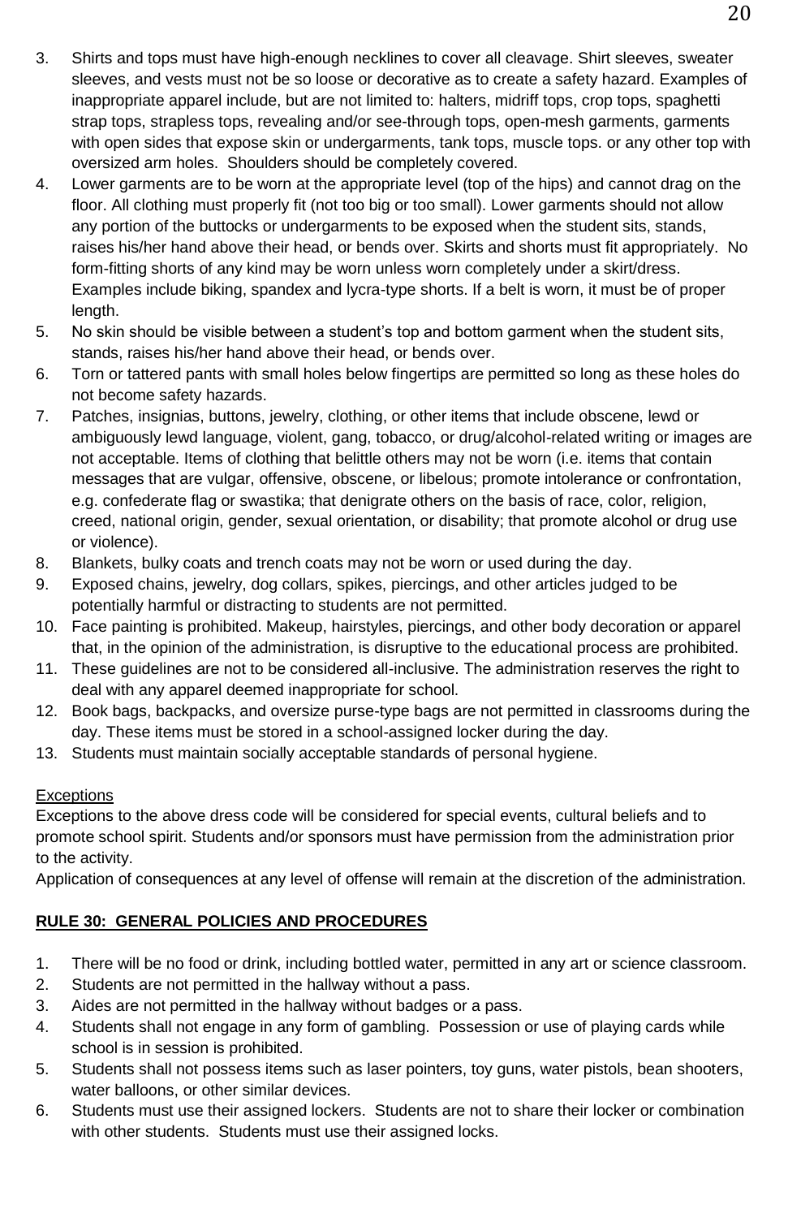3. Shirts and tops must have high-enough necklines to cover all cleavage. Shirt sleeves, sweater sleeves, and vests must not be so loose or decorative as to create a safety hazard. Examples of inappropriate apparel include, but are not limited to: halters, midriff tops, crop tops, spaghetti strap tops, strapless tops, revealing and/or see-through tops, open-mesh garments, garments with open sides that expose skin or undergarments, tank tops, muscle tops. or any other top with oversized arm holes. Shoulders should be completely covered.
4. Lower garments are to be worn at the appropriate level (top of the hips) and cannot drag on the floor. All clothing must properly fit (not too big or too small). Lower garments should not allow any portion of the buttocks or undergarments to be exposed when the student sits, stands, raises his/her hand above their head, or bends over. Skirts and shorts must fit appropriately. No form-fitting shorts of any kind may be worn unless worn completely under a skirt/dress. Examples include biking, spandex and lycra-type shorts. If a belt is worn, it must be of proper length.
5. No skin should be visible between a student's top and bottom garment when the student sits, stands, raises his/her hand above their head, or bends over.
6. Torn or tattered pants with small holes below fingertips are permitted so long as these holes do not become safety hazards.
7. Patches, insignias, buttons, jewelry, clothing, or other items that include obscene, lewd or ambiguously lewd language, violent, gang, tobacco, or drug/alcohol-related writing or images are not acceptable. Items of clothing that belittle others may not be worn (i.e. items that contain messages that are vulgar, offensive, obscene, or libelous; promote intolerance or confrontation, e.g. confederate flag or swastika; that denigrate others on the basis of race, color, religion, creed, national origin, gender, sexual orientation, or disability; that promote alcohol or drug use or violence).
8. Blankets, bulky coats and trench coats may not be worn or used during the day.
9. Exposed chains, jewelry, dog collars, spikes, piercings, and other articles judged to be potentially harmful or distracting to students are not permitted.
10. Face painting is prohibited. Makeup, hairstyles, piercings, and other body decoration or apparel that, in the opinion of the administration, is disruptive to the educational process are prohibited.
11. These guidelines are not to be considered all-inclusive. The administration reserves the right to deal with any apparel deemed inappropriate for school.
12. Book bags, backpacks, and oversize purse-type bags are not permitted in classrooms during the day. These items must be stored in a school-assigned locker during the day.
13. Students must maintain socially acceptable standards of personal hygiene.

Exceptions

Exceptions to the above dress code will be considered for special events, cultural beliefs and to promote school spirit. Students and/or sponsors must have permission from the administration prior to the activity.

Application of consequences at any level of offense will remain at the discretion of the administration.

## RULE 30: GENERAL POLICIES AND PROCEDURES

1. There will be no food or drink, including bottled water, permitted in any art or science classroom.
2. Students are not permitted in the hallway without a pass.
3. Aides are not permitted in the hallway without badges or a pass.
4. Students shall not engage in any form of gambling. Possession or use of playing cards while school is in session is prohibited.
5. Students shall not possess items such as laser pointers, toy guns, water pistols, bean shooters, water balloons, or other similar devices.
6. Students must use their assigned lockers. Students are not to share their locker or combination with other students. Students must use their assigned locks.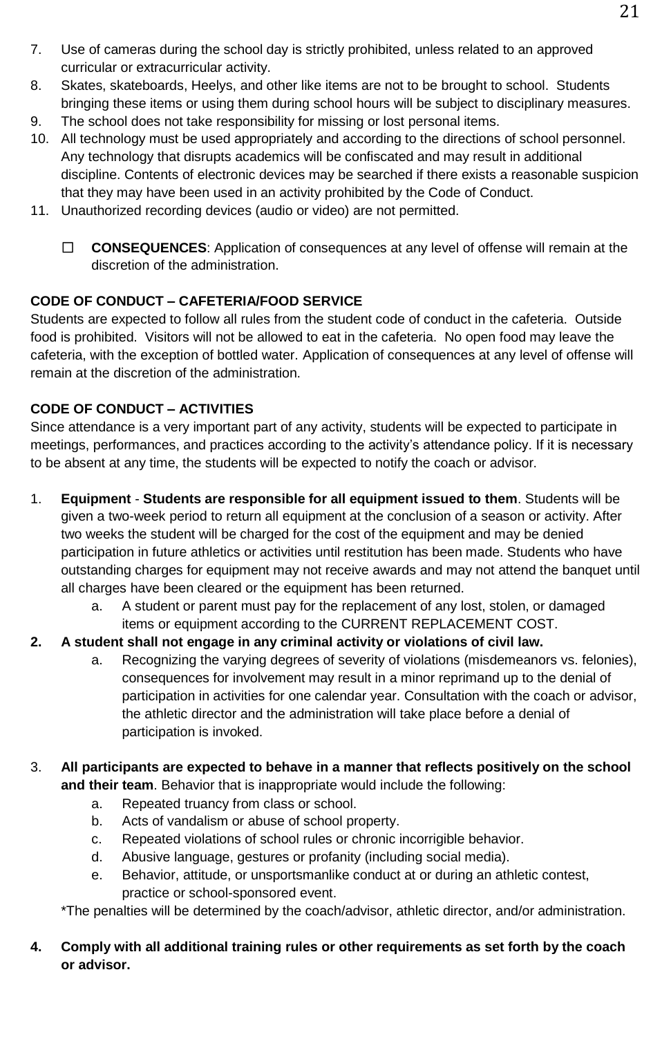7. Use of cameras during the school day is strictly prohibited, unless related to an approved curricular or extracurricular activity.
8. Skates, skateboards, Heelys, and other like items are not to be brought to school. Students bringing these items or using them during school hours will be subject to disciplinary measures.
9. The school does not take responsibility for missing or lost personal items.
10. All technology must be used appropriately and according to the directions of school personnel. Any technology that disrupts academics will be confiscated and may result in additional discipline. Contents of electronic devices may be searched if there exists a reasonable suspicion that they may have been used in an activity prohibited by the Code of Conduct.
11. Unauthorized recording devices (audio or video) are not permitted.

    - ☐ **CONSEQUENCES**: Application of consequences at any level of offense will remain at the discretion of the administration.

**CODE OF CONDUCT – CAFETERIA/FOOD SERVICE**

Students are expected to follow all rules from the student code of conduct in the cafeteria. Outside food is prohibited. Visitors will not be allowed to eat in the cafeteria. No open food may leave the cafeteria, with the exception of bottled water. Application of consequences at any level of offense will remain at the discretion of the administration.

**CODE OF CONDUCT – ACTIVITIES**

Since attendance is a very important part of any activity, students will be expected to participate in meetings, performances, and practices according to the activity's attendance policy. If it is necessary to be absent at any time, the students will be expected to notify the coach or advisor.

1. **Equipment** - **Students are responsible for all equipment issued to them**. Students will be given a two-week period to return all equipment at the conclusion of a season or activity. After two weeks the student will be charged for the cost of the equipment and may be denied participation in future athletics or activities until restitution has been made. Students who have outstanding charges for equipment may not receive awards and may not attend the banquet until all charges have been cleared or the equipment has been returned.
    a. A student or parent must pay for the replacement of any lost, stolen, or damaged items or equipment according to the CURRENT REPLACEMENT COST.
2. **A student shall not engage in any criminal activity or violations of civil law.**
    a. Recognizing the varying degrees of severity of violations (misdemeanors vs. felonies), consequences for involvement may result in a minor reprimand up to the denial of participation in activities for one calendar year. Consultation with the coach or advisor, the athletic director and the administration will take place before a denial of participation is invoked.
3. **All participants are expected to behave in a manner that reflects positively on the school and their team**. Behavior that is inappropriate would include the following:
    a. Repeated truancy from class or school.
    b. Acts of vandalism or abuse of school property.
    c. Repeated violations of school rules or chronic incorrigible behavior.
    d. Abusive language, gestures or profanity (including social media).
    e. Behavior, attitude, or unsportsmanlike conduct at or during an athletic contest, practice or school-sponsored event.

    *The penalties will be determined by the coach/advisor, athletic director, and/or administration.
4. **Comply with all additional training rules or other requirements as set forth by the coach or advisor.**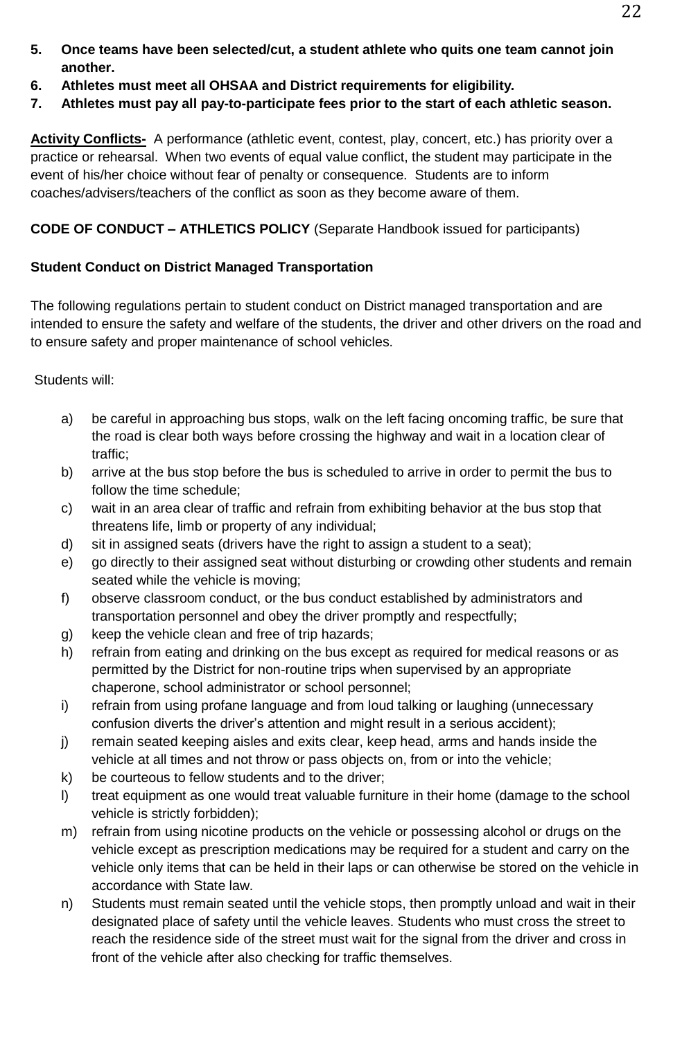5. **Once teams have been selected/cut, a student athlete who quits one team cannot join another.**
6. **Athletes must meet all OHSAA and District requirements for eligibility.**
7. **Athletes must pay all pay-to-participate fees prior to the start of each athletic season.**

**Activity Conflicts-** A performance (athletic event, contest, play, concert, etc.) has priority over a practice or rehearsal. When two events of equal value conflict, the student may participate in the event of his/her choice without fear of penalty or consequence. Students are to inform coaches/advisers/teachers of the conflict as soon as they become aware of them.

**CODE OF CONDUCT – ATHLETICS POLICY** (Separate Handbook issued for participants)

**Student Conduct on District Managed Transportation**

The following regulations pertain to student conduct on District managed transportation and are intended to ensure the safety and welfare of the students, the driver and other drivers on the road and to ensure safety and proper maintenance of school vehicles.

Students will:

a) be careful in approaching bus stops, walk on the left facing oncoming traffic, be sure that the road is clear both ways before crossing the highway and wait in a location clear of traffic;
b) arrive at the bus stop before the bus is scheduled to arrive in order to permit the bus to follow the time schedule;
c) wait in an area clear of traffic and refrain from exhibiting behavior at the bus stop that threatens life, limb or property of any individual;
d) sit in assigned seats (drivers have the right to assign a student to a seat);
e) go directly to their assigned seat without disturbing or crowding other students and remain seated while the vehicle is moving;
f) observe classroom conduct, or the bus conduct established by administrators and transportation personnel and obey the driver promptly and respectfully;
g) keep the vehicle clean and free of trip hazards;
h) refrain from eating and drinking on the bus except as required for medical reasons or as permitted by the District for non-routine trips when supervised by an appropriate chaperone, school administrator or school personnel;
i) refrain from using profane language and from loud talking or laughing (unnecessary confusion diverts the driver's attention and might result in a serious accident);
j) remain seated keeping aisles and exits clear, keep head, arms and hands inside the vehicle at all times and not throw or pass objects on, from or into the vehicle;
k) be courteous to fellow students and to the driver;
l) treat equipment as one would treat valuable furniture in their home (damage to the school vehicle is strictly forbidden);
m) refrain from using nicotine products on the vehicle or possessing alcohol or drugs on the vehicle except as prescription medications may be required for a student and carry on the vehicle only items that can be held in their laps or can otherwise be stored on the vehicle in accordance with State law.
n) Students must remain seated until the vehicle stops, then promptly unload and wait in their designated place of safety until the vehicle leaves. Students who must cross the street to reach the residence side of the street must wait for the signal from the driver and cross in front of the vehicle after also checking for traffic themselves.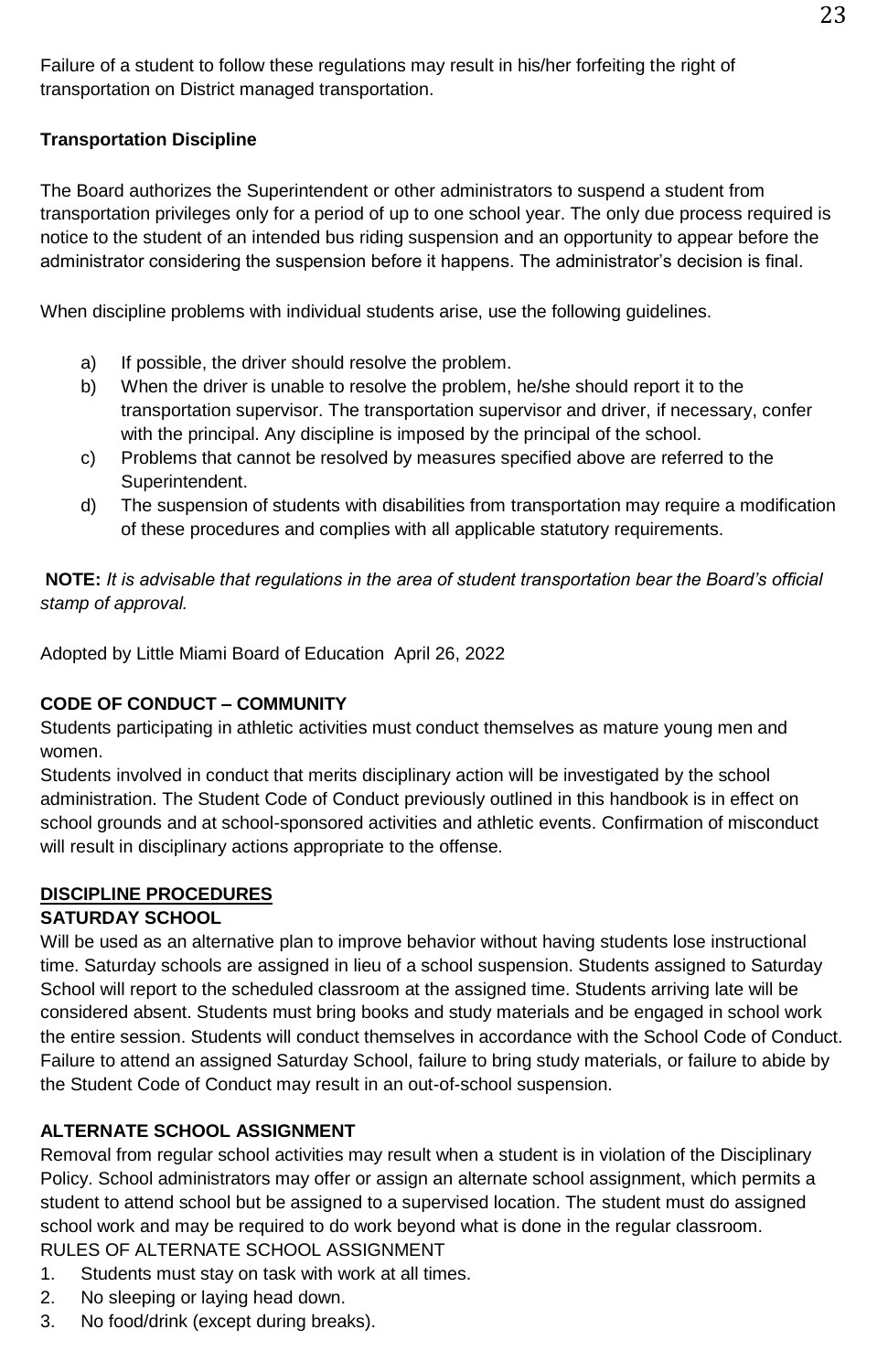Failure of a student to follow these regulations may result in his/her forfeiting the right of transportation on District managed transportation.

**Transportation Discipline**

The Board authorizes the Superintendent or other administrators to suspend a student from transportation privileges only for a period of up to one school year. The only due process required is notice to the student of an intended bus riding suspension and an opportunity to appear before the administrator considering the suspension before it happens. The administrator's decision is final.

When discipline problems with individual students arise, use the following guidelines.

a) If possible, the driver should resolve the problem.
b) When the driver is unable to resolve the problem, he/she should report it to the transportation supervisor. The transportation supervisor and driver, if necessary, confer with the principal. Any discipline is imposed by the principal of the school.
c) Problems that cannot be resolved by measures specified above are referred to the Superintendent.
d) The suspension of students with disabilities from transportation may require a modification of these procedures and complies with all applicable statutory requirements.

**NOTE:** *It is advisable that regulations in the area of student transportation bear the Board's official stamp of approval.*

Adopted by Little Miami Board of Education April 26, 2022

**CODE OF CONDUCT – COMMUNITY**

Students participating in athletic activities must conduct themselves as mature young men and women.

Students involved in conduct that merits disciplinary action will be investigated by the school administration. The Student Code of Conduct previously outlined in this handbook is in effect on school grounds and at school-sponsored activities and athletic events. Confirmation of misconduct will result in disciplinary actions appropriate to the offense.

**DISCIPLINE PROCEDURES**

**SATURDAY SCHOOL**

Will be used as an alternative plan to improve behavior without having students lose instructional time. Saturday schools are assigned in lieu of a school suspension. Students assigned to Saturday School will report to the scheduled classroom at the assigned time. Students arriving late will be considered absent. Students must bring books and study materials and be engaged in school work the entire session. Students will conduct themselves in accordance with the School Code of Conduct. Failure to attend an assigned Saturday School, failure to bring study materials, or failure to abide by the Student Code of Conduct may result in an out-of-school suspension.

**ALTERNATE SCHOOL ASSIGNMENT**

Removal from regular school activities may result when a student is in violation of the Disciplinary Policy. School administrators may offer or assign an alternate school assignment, which permits a student to attend school but be assigned to a supervised location. The student must do assigned school work and may be required to do work beyond what is done in the regular classroom.

RULES OF ALTERNATE SCHOOL ASSIGNMENT

1. Students must stay on task with work at all times.
2. No sleeping or laying head down.
3. No food/drink (except during breaks).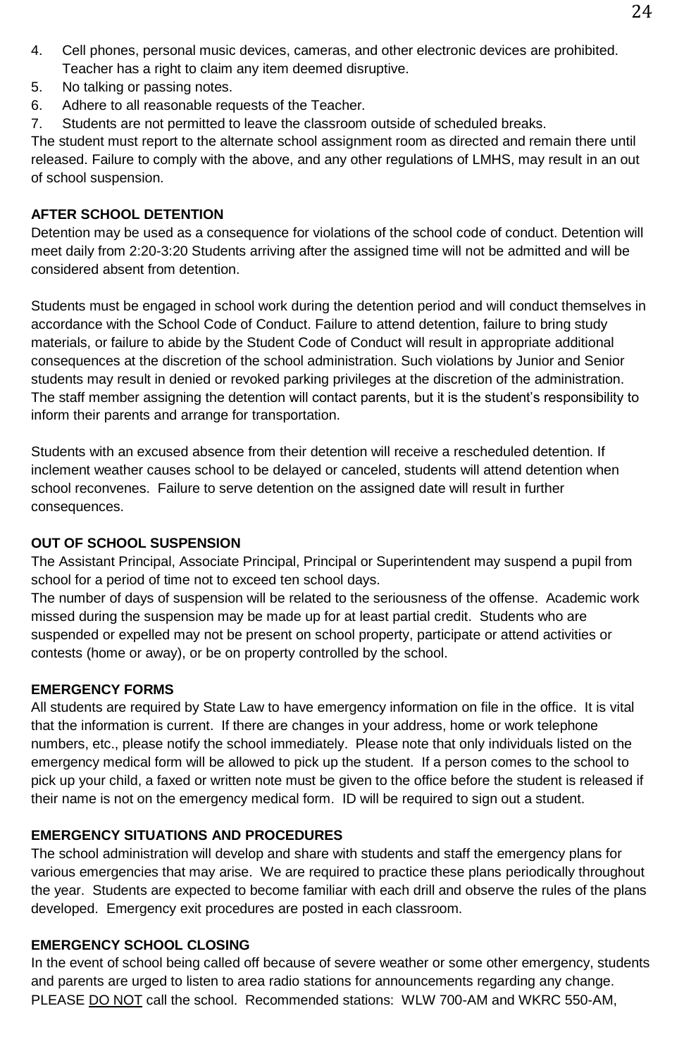4. Cell phones, personal music devices, cameras, and other electronic devices are prohibited. Teacher has a right to claim any item deemed disruptive.
5. No talking or passing notes.
6. Adhere to all reasonable requests of the Teacher.
7. Students are not permitted to leave the classroom outside of scheduled breaks.

The student must report to the alternate school assignment room as directed and remain there until released. Failure to comply with the above, and any other regulations of LMHS, may result in an out of school suspension.

**AFTER SCHOOL DETENTION**

Detention may be used as a consequence for violations of the school code of conduct. Detention will meet daily from 2:20-3:20 Students arriving after the assigned time will not be admitted and will be considered absent from detention.

Students must be engaged in school work during the detention period and will conduct themselves in accordance with the School Code of Conduct. Failure to attend detention, failure to bring study materials, or failure to abide by the Student Code of Conduct will result in appropriate additional consequences at the discretion of the school administration. Such violations by Junior and Senior students may result in denied or revoked parking privileges at the discretion of the administration. The staff member assigning the detention will contact parents, but it is the student's responsibility to inform their parents and arrange for transportation.

Students with an excused absence from their detention will receive a rescheduled detention. If inclement weather causes school to be delayed or canceled, students will attend detention when school reconvenes. Failure to serve detention on the assigned date will result in further consequences.

**OUT OF SCHOOL SUSPENSION**

The Assistant Principal, Associate Principal, Principal or Superintendent may suspend a pupil from school for a period of time not to exceed ten school days.

The number of days of suspension will be related to the seriousness of the offense. Academic work missed during the suspension may be made up for at least partial credit. Students who are suspended or expelled may not be present on school property, participate or attend activities or contests (home or away), or be on property controlled by the school.

**EMERGENCY FORMS**

All students are required by State Law to have emergency information on file in the office. It is vital that the information is current. If there are changes in your address, home or work telephone numbers, etc., please notify the school immediately. Please note that only individuals listed on the emergency medical form will be allowed to pick up the student. If a person comes to the school to pick up your child, a faxed or written note must be given to the office before the student is released if their name is not on the emergency medical form. ID will be required to sign out a student.

**EMERGENCY SITUATIONS AND PROCEDURES**

The school administration will develop and share with students and staff the emergency plans for various emergencies that may arise. We are required to practice these plans periodically throughout the year. Students are expected to become familiar with each drill and observe the rules of the plans developed. Emergency exit procedures are posted in each classroom.

**EMERGENCY SCHOOL CLOSING**

In the event of school being called off because of severe weather or some other emergency, students and parents are urged to listen to area radio stations for announcements regarding any change. PLEASE <u>DO NOT</u> call the school. Recommended stations: WLW 700-AM and WKRC 550-AM,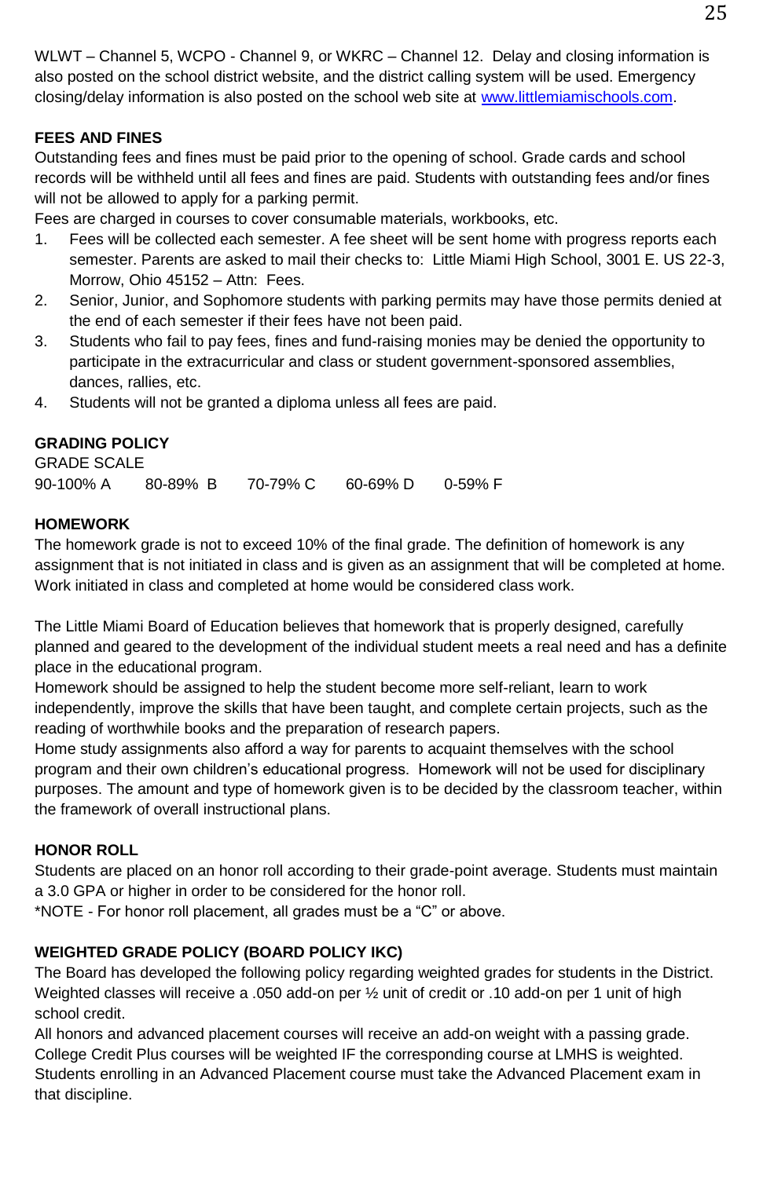WLWT – Channel 5, WCPO - Channel 9, or WKRC – Channel 12. Delay and closing information is also posted on the school district website, and the district calling system will be used. Emergency closing/delay information is also posted on the school web site at [www.littlemiamischools.com](http://www.littlemiamischools.com).

## FEES AND FINES

Outstanding fees and fines must be paid prior to the opening of school. Grade cards and school records will be withheld until all fees and fines are paid. Students with outstanding fees and/or fines will not be allowed to apply for a parking permit.

Fees are charged in courses to cover consumable materials, workbooks, etc.

1. Fees will be collected each semester. A fee sheet will be sent home with progress reports each semester. Parents are asked to mail their checks to: Little Miami High School, 3001 E. US 22-3, Morrow, Ohio 45152 – Attn: Fees.
2. Senior, Junior, and Sophomore students with parking permits may have those permits denied at the end of each semester if their fees have not been paid.
3. Students who fail to pay fees, fines and fund-raising monies may be denied the opportunity to participate in the extracurricular and class or student government-sponsored assemblies, dances, rallies, etc.
4. Students will not be granted a diploma unless all fees are paid.

## GRADING POLICY

GRADE SCALE

| 90-100% A | 80-89% B | 70-79% C | 60-69% D | 0-59% F |
|---|---|---|---|---|

## HOMEWORK

The homework grade is not to exceed 10% of the final grade. The definition of homework is any assignment that is not initiated in class and is given as an assignment that will be completed at home. Work initiated in class and completed at home would be considered class work.

The Little Miami Board of Education believes that homework that is properly designed, carefully planned and geared to the development of the individual student meets a real need and has a definite place in the educational program.

Homework should be assigned to help the student become more self-reliant, learn to work independently, improve the skills that have been taught, and complete certain projects, such as the reading of worthwhile books and the preparation of research papers.

Home study assignments also afford a way for parents to acquaint themselves with the school program and their own children's educational progress. Homework will not be used for disciplinary purposes. The amount and type of homework given is to be decided by the classroom teacher, within the framework of overall instructional plans.

## HONOR ROLL

Students are placed on an honor roll according to their grade-point average. Students must maintain a 3.0 GPA or higher in order to be considered for the honor roll.

*NOTE - For honor roll placement, all grades must be a "C" or above.

## WEIGHTED GRADE POLICY (BOARD POLICY IKC)

The Board has developed the following policy regarding weighted grades for students in the District. Weighted classes will receive a .050 add-on per ½ unit of credit or .10 add-on per 1 unit of high school credit.

All honors and advanced placement courses will receive an add-on weight with a passing grade. College Credit Plus courses will be weighted IF the corresponding course at LMHS is weighted. Students enrolling in an Advanced Placement course must take the Advanced Placement exam in that discipline.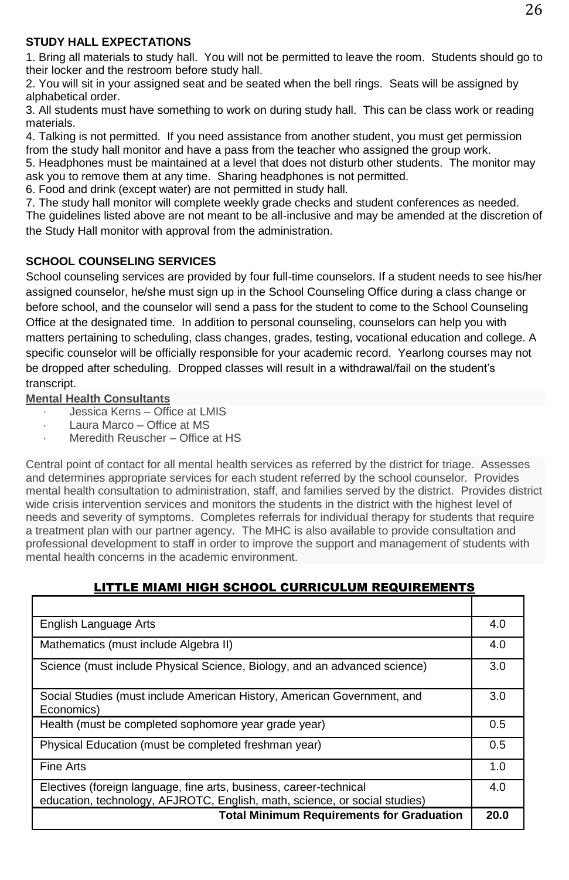## STUDY HALL EXPECTATIONS

1. Bring all materials to study hall. You will not be permitted to leave the room. Students should go to their locker and the restroom before study hall.
2. You will sit in your assigned seat and be seated when the bell rings. Seats will be assigned by alphabetical order.
3. All students must have something to work on during study hall. This can be class work or reading materials.
4. Talking is not permitted. If you need assistance from another student, you must get permission from the study hall monitor and have a pass from the teacher who assigned the group work.
5. Headphones must be maintained at a level that does not disturb other students. The monitor may ask you to remove them at any time. Sharing headphones is not permitted.
6. Food and drink (except water) are not permitted in study hall.
7. The study hall monitor will complete weekly grade checks and student conferences as needed.

The guidelines listed above are not meant to be all-inclusive and may be amended at the discretion of the Study Hall monitor with approval from the administration.

## SCHOOL COUNSELING SERVICES

School counseling services are provided by four full-time counselors. If a student needs to see his/her assigned counselor, he/she must sign up in the School Counseling Office during a class change or before school, and the counselor will send a pass for the student to come to the School Counseling Office at the designated time. In addition to personal counseling, counselors can help you with matters pertaining to scheduling, class changes, grades, testing, vocational education and college. A specific counselor will be officially responsible for your academic record. Yearlong courses may not be dropped after scheduling. Dropped classes will result in a withdrawal/fail on the student's transcript.

**Mental Health Consultants**

- Jessica Kerns – Office at LMIS
- Laura Marco – Office at MS
- Meredith Reuscher – Office at HS

Central point of contact for all mental health services as referred by the district for triage. Assesses and determines appropriate services for each student referred by the school counselor. Provides mental health consultation to administration, staff, and families served by the district. Provides district wide crisis intervention services and monitors the students in the district with the highest level of needs and severity of symptoms. Completes referrals for individual therapy for students that require a treatment plan with our partner agency. The MHC is also available to provide consultation and professional development to staff in order to improve the support and management of students with mental health concerns in the academic environment.

## LITTLE MIAMI HIGH SCHOOL CURRICULUM REQUIREMENTS

| | |
|---|---|
| English Language Arts | 4.0 |
| Mathematics (must include Algebra II) | 4.0 |
| Science (must include Physical Science, Biology, and an advanced science) | 3.0 |
| Social Studies (must include American History, American Government, and Economics) | 3.0 |
| Health (must be completed sophomore year grade year) | 0.5 |
| Physical Education (must be completed freshman year) | 0.5 |
| Fine Arts | 1.0 |
| Electives (foreign language, fine arts, business, career-technical education, technology, AFJROTC, English, math, science, or social studies) | 4.0 |
| **Total Minimum Requirements for Graduation** | **20.0** |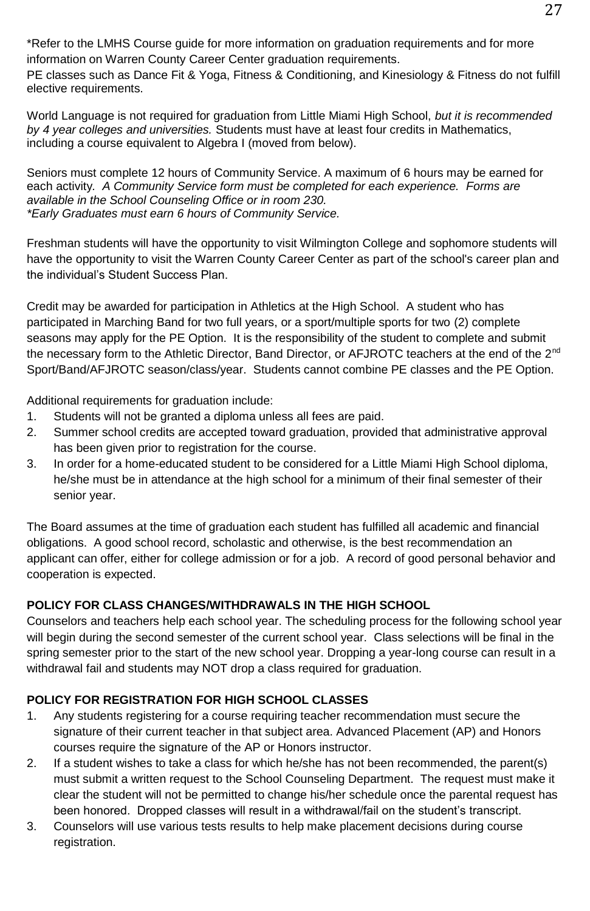*Refer to the LMHS Course guide for more information on graduation requirements and for more information on Warren County Career Center graduation requirements.
PE classes such as Dance Fit & Yoga, Fitness & Conditioning, and Kinesiology & Fitness do not fulfill elective requirements.

World Language is not required for graduation from Little Miami High School, *but it is recommended by 4 year colleges and universities.* Students must have at least four credits in Mathematics, including a course equivalent to Algebra I (moved from below).

Seniors must complete 12 hours of Community Service. A maximum of 6 hours may be earned for each activity. *A Community Service form must be completed for each experience. Forms are available in the School Counseling Office or in room 230.*
**Early Graduates must earn 6 hours of Community Service.*

Freshman students will have the opportunity to visit Wilmington College and sophomore students will have the opportunity to visit the Warren County Career Center as part of the school's career plan and the individual's Student Success Plan.

Credit may be awarded for participation in Athletics at the High School. A student who has participated in Marching Band for two full years, or a sport/multiple sports for two (2) complete seasons may apply for the PE Option. It is the responsibility of the student to complete and submit the necessary form to the Athletic Director, Band Director, or AFJROTC teachers at the end of the 2nd Sport/Band/AFJROTC season/class/year. Students cannot combine PE classes and the PE Option.

Additional requirements for graduation include:

1. Students will not be granted a diploma unless all fees are paid.
2. Summer school credits are accepted toward graduation, provided that administrative approval has been given prior to registration for the course.
3. In order for a home-educated student to be considered for a Little Miami High School diploma, he/she must be in attendance at the high school for a minimum of their final semester of their senior year.

The Board assumes at the time of graduation each student has fulfilled all academic and financial obligations. A good school record, scholastic and otherwise, is the best recommendation an applicant can offer, either for college admission or for a job. A record of good personal behavior and cooperation is expected.

**POLICY FOR CLASS CHANGES/WITHDRAWALS IN THE HIGH SCHOOL**

Counselors and teachers help each school year. The scheduling process for the following school year will begin during the second semester of the current school year. Class selections will be final in the spring semester prior to the start of the new school year. Dropping a year-long course can result in a withdrawal fail and students may NOT drop a class required for graduation.

**POLICY FOR REGISTRATION FOR HIGH SCHOOL CLASSES**

1. Any students registering for a course requiring teacher recommendation must secure the signature of their current teacher in that subject area. Advanced Placement (AP) and Honors courses require the signature of the AP or Honors instructor.
2. If a student wishes to take a class for which he/she has not been recommended, the parent(s) must submit a written request to the School Counseling Department. The request must make it clear the student will not be permitted to change his/her schedule once the parental request has been honored. Dropped classes will result in a withdrawal/fail on the student's transcript.
3. Counselors will use various tests results to help make placement decisions during course registration.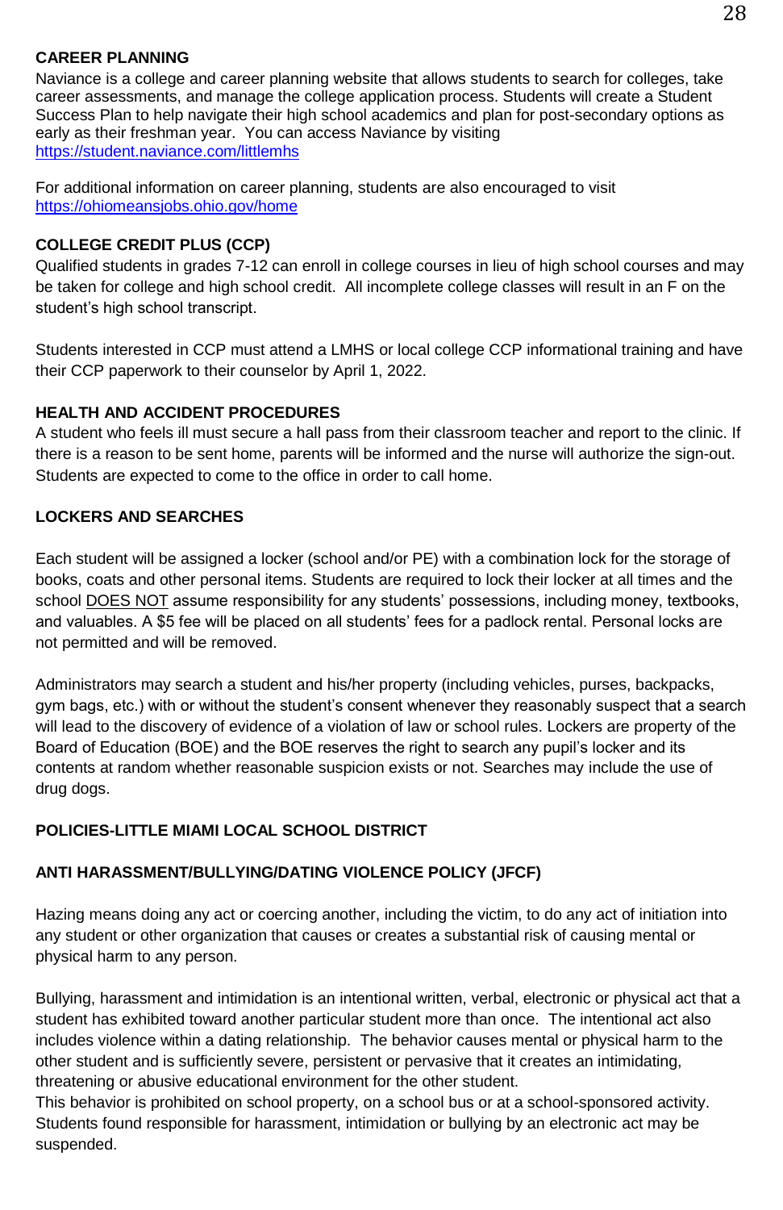**CAREER PLANNING**

Naviance is a college and career planning website that allows students to search for colleges, take career assessments, and manage the college application process. Students will create a Student Success Plan to help navigate their high school academics and plan for post-secondary options as early as their freshman year. You can access Naviance by visiting https://student.naviance.com/littlemhs

For additional information on career planning, students are also encouraged to visit https://ohiomeansjobs.ohio.gov/home

**COLLEGE CREDIT PLUS (CCP)**

Qualified students in grades 7-12 can enroll in college courses in lieu of high school courses and may be taken for college and high school credit. All incomplete college classes will result in an F on the student's high school transcript.

Students interested in CCP must attend a LMHS or local college CCP informational training and have their CCP paperwork to their counselor by April 1, 2022.

**HEALTH AND ACCIDENT PROCEDURES**

A student who feels ill must secure a hall pass from their classroom teacher and report to the clinic. If there is a reason to be sent home, parents will be informed and the nurse will authorize the sign-out. Students are expected to come to the office in order to call home.

**LOCKERS AND SEARCHES**

Each student will be assigned a locker (school and/or PE) with a combination lock for the storage of books, coats and other personal items. Students are required to lock their locker at all times and the school DOES NOT assume responsibility for any students' possessions, including money, textbooks, and valuables. A $5 fee will be placed on all students' fees for a padlock rental. Personal locks are not permitted and will be removed.

Administrators may search a student and his/her property (including vehicles, purses, backpacks, gym bags, etc.) with or without the student's consent whenever they reasonably suspect that a search will lead to the discovery of evidence of a violation of law or school rules. Lockers are property of the Board of Education (BOE) and the BOE reserves the right to search any pupil's locker and its contents at random whether reasonable suspicion exists or not. Searches may include the use of drug dogs.

**POLICIES-LITTLE MIAMI LOCAL SCHOOL DISTRICT**

**ANTI HARASSMENT/BULLYING/DATING VIOLENCE POLICY (JFCF)**

Hazing means doing any act or coercing another, including the victim, to do any act of initiation into any student or other organization that causes or creates a substantial risk of causing mental or physical harm to any person.

Bullying, harassment and intimidation is an intentional written, verbal, electronic or physical act that a student has exhibited toward another particular student more than once. The intentional act also includes violence within a dating relationship. The behavior causes mental or physical harm to the other student and is sufficiently severe, persistent or pervasive that it creates an intimidating, threatening or abusive educational environment for the other student.
This behavior is prohibited on school property, on a school bus or at a school-sponsored activity. Students found responsible for harassment, intimidation or bullying by an electronic act may be suspended.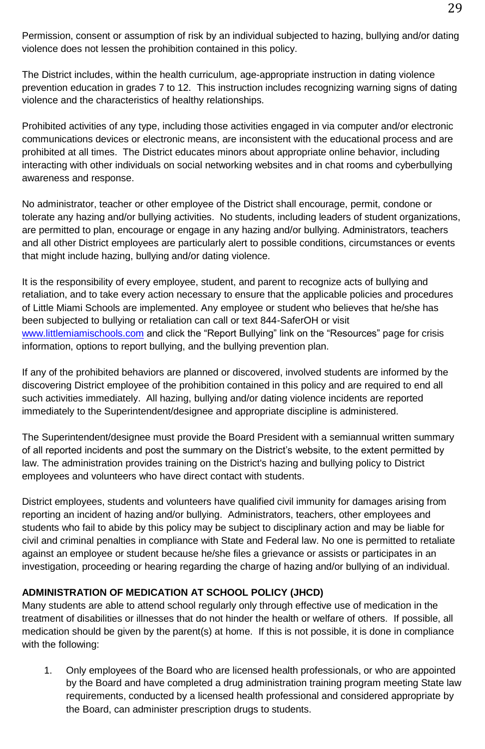Permission, consent or assumption of risk by an individual subjected to hazing, bullying and/or dating violence does not lessen the prohibition contained in this policy.

The District includes, within the health curriculum, age-appropriate instruction in dating violence prevention education in grades 7 to 12. This instruction includes recognizing warning signs of dating violence and the characteristics of healthy relationships.

Prohibited activities of any type, including those activities engaged in via computer and/or electronic communications devices or electronic means, are inconsistent with the educational process and are prohibited at all times. The District educates minors about appropriate online behavior, including interacting with other individuals on social networking websites and in chat rooms and cyberbullying awareness and response.

No administrator, teacher or other employee of the District shall encourage, permit, condone or tolerate any hazing and/or bullying activities. No students, including leaders of student organizations, are permitted to plan, encourage or engage in any hazing and/or bullying. Administrators, teachers and all other District employees are particularly alert to possible conditions, circumstances or events that might include hazing, bullying and/or dating violence.

It is the responsibility of every employee, student, and parent to recognize acts of bullying and retaliation, and to take every action necessary to ensure that the applicable policies and procedures of Little Miami Schools are implemented. Any employee or student who believes that he/she has been subjected to bullying or retaliation can call or text 844-SaferOH or visit [www.littlemiamischools.com](http://www.littlemiamischools.com) and click the "Report Bullying" link on the "Resources" page for crisis information, options to report bullying, and the bullying prevention plan.

If any of the prohibited behaviors are planned or discovered, involved students are informed by the discovering District employee of the prohibition contained in this policy and are required to end all such activities immediately. All hazing, bullying and/or dating violence incidents are reported immediately to the Superintendent/designee and appropriate discipline is administered.

The Superintendent/designee must provide the Board President with a semiannual written summary of all reported incidents and post the summary on the District's website, to the extent permitted by law. The administration provides training on the District's hazing and bullying policy to District employees and volunteers who have direct contact with students.

District employees, students and volunteers have qualified civil immunity for damages arising from reporting an incident of hazing and/or bullying. Administrators, teachers, other employees and students who fail to abide by this policy may be subject to disciplinary action and may be liable for civil and criminal penalties in compliance with State and Federal law. No one is permitted to retaliate against an employee or student because he/she files a grievance or assists or participates in an investigation, proceeding or hearing regarding the charge of hazing and/or bullying of an individual.

**ADMINISTRATION OF MEDICATION AT SCHOOL POLICY (JHCD)**

Many students are able to attend school regularly only through effective use of medication in the treatment of disabilities or illnesses that do not hinder the health or welfare of others. If possible, all medication should be given by the parent(s) at home. If this is not possible, it is done in compliance with the following:

1. Only employees of the Board who are licensed health professionals, or who are appointed by the Board and have completed a drug administration training program meeting State law requirements, conducted by a licensed health professional and considered appropriate by the Board, can administer prescription drugs to students.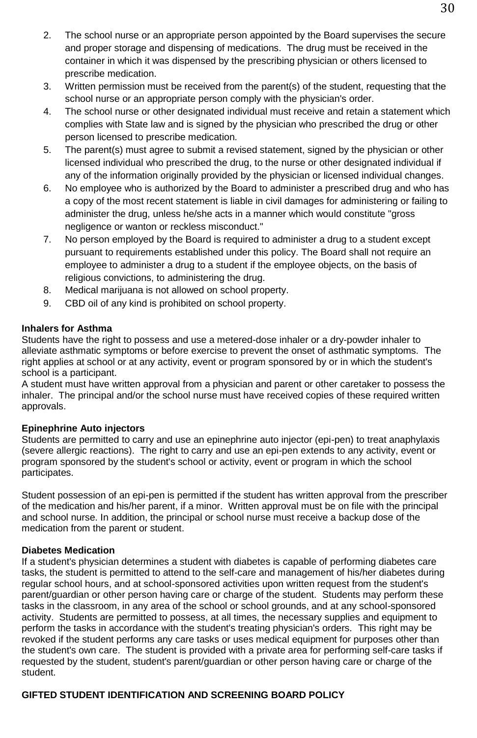2. The school nurse or an appropriate person appointed by the Board supervises the secure and proper storage and dispensing of medications. The drug must be received in the container in which it was dispensed by the prescribing physician or others licensed to prescribe medication.
3. Written permission must be received from the parent(s) of the student, requesting that the school nurse or an appropriate person comply with the physician's order.
4. The school nurse or other designated individual must receive and retain a statement which complies with State law and is signed by the physician who prescribed the drug or other person licensed to prescribe medication.
5. The parent(s) must agree to submit a revised statement, signed by the physician or other licensed individual who prescribed the drug, to the nurse or other designated individual if any of the information originally provided by the physician or licensed individual changes.
6. No employee who is authorized by the Board to administer a prescribed drug and who has a copy of the most recent statement is liable in civil damages for administering or failing to administer the drug, unless he/she acts in a manner which would constitute "gross negligence or wanton or reckless misconduct."
7. No person employed by the Board is required to administer a drug to a student except pursuant to requirements established under this policy. The Board shall not require an employee to administer a drug to a student if the employee objects, on the basis of religious convictions, to administering the drug.
8. Medical marijuana is not allowed on school property.
9. CBD oil of any kind is prohibited on school property.

**Inhalers for Asthma**

Students have the right to possess and use a metered-dose inhaler or a dry-powder inhaler to alleviate asthmatic symptoms or before exercise to prevent the onset of asthmatic symptoms. The right applies at school or at any activity, event or program sponsored by or in which the student's school is a participant.

A student must have written approval from a physician and parent or other caretaker to possess the inhaler. The principal and/or the school nurse must have received copies of these required written approvals.

**Epinephrine Auto injectors**

Students are permitted to carry and use an epinephrine auto injector (epi-pen) to treat anaphylaxis (severe allergic reactions). The right to carry and use an epi-pen extends to any activity, event or program sponsored by the student's school or activity, event or program in which the school participates.

Student possession of an epi-pen is permitted if the student has written approval from the prescriber of the medication and his/her parent, if a minor. Written approval must be on file with the principal and school nurse. In addition, the principal or school nurse must receive a backup dose of the medication from the parent or student.

**Diabetes Medication**

If a student's physician determines a student with diabetes is capable of performing diabetes care tasks, the student is permitted to attend to the self-care and management of his/her diabetes during regular school hours, and at school-sponsored activities upon written request from the student's parent/guardian or other person having care or charge of the student. Students may perform these tasks in the classroom, in any area of the school or school grounds, and at any school-sponsored activity. Students are permitted to possess, at all times, the necessary supplies and equipment to perform the tasks in accordance with the student's treating physician's orders. This right may be revoked if the student performs any care tasks or uses medical equipment for purposes other than the student's own care. The student is provided with a private area for performing self-care tasks if requested by the student, student's parent/guardian or other person having care or charge of the student.

**GIFTED STUDENT IDENTIFICATION AND SCREENING BOARD POLICY**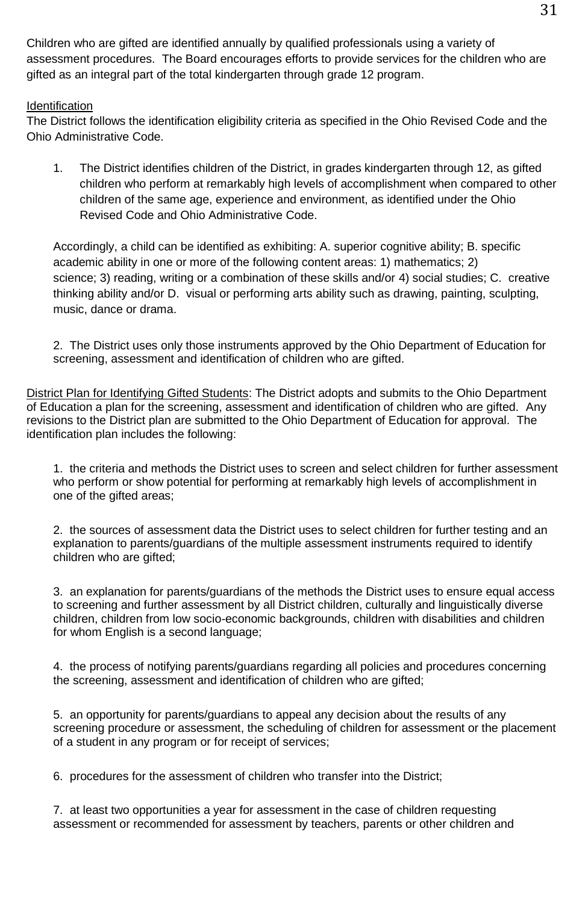Children who are gifted are identified annually by qualified professionals using a variety of assessment procedures. The Board encourages efforts to provide services for the children who are gifted as an integral part of the total kindergarten through grade 12 program.

<u>Identification</u>

The District follows the identification eligibility criteria as specified in the Ohio Revised Code and the Ohio Administrative Code.

1. The District identifies children of the District, in grades kindergarten through 12, as gifted children who perform at remarkably high levels of accomplishment when compared to other children of the same age, experience and environment, as identified under the Ohio Revised Code and Ohio Administrative Code.

   Accordingly, a child can be identified as exhibiting: A. superior cognitive ability; B. specific academic ability in one or more of the following content areas: 1) mathematics; 2) science; 3) reading, writing or a combination of these skills and/or 4) social studies; C. creative thinking ability and/or D. visual or performing arts ability such as drawing, painting, sculpting, music, dance or drama.

2. The District uses only those instruments approved by the Ohio Department of Education for screening, assessment and identification of children who are gifted.

<u>District Plan for Identifying Gifted Students</u>: The District adopts and submits to the Ohio Department of Education a plan for the screening, assessment and identification of children who are gifted. Any revisions to the District plan are submitted to the Ohio Department of Education for approval. The identification plan includes the following:

1. the criteria and methods the District uses to screen and select children for further assessment who perform or show potential for performing at remarkably high levels of accomplishment in one of the gifted areas;

2. the sources of assessment data the District uses to select children for further testing and an explanation to parents/guardians of the multiple assessment instruments required to identify children who are gifted;

3. an explanation for parents/guardians of the methods the District uses to ensure equal access to screening and further assessment by all District children, culturally and linguistically diverse children, children from low socio-economic backgrounds, children with disabilities and children for whom English is a second language;

4. the process of notifying parents/guardians regarding all policies and procedures concerning the screening, assessment and identification of children who are gifted;

5. an opportunity for parents/guardians to appeal any decision about the results of any screening procedure or assessment, the scheduling of children for assessment or the placement of a student in any program or for receipt of services;

6. procedures for the assessment of children who transfer into the District;

7. at least two opportunities a year for assessment in the case of children requesting assessment or recommended for assessment by teachers, parents or other children and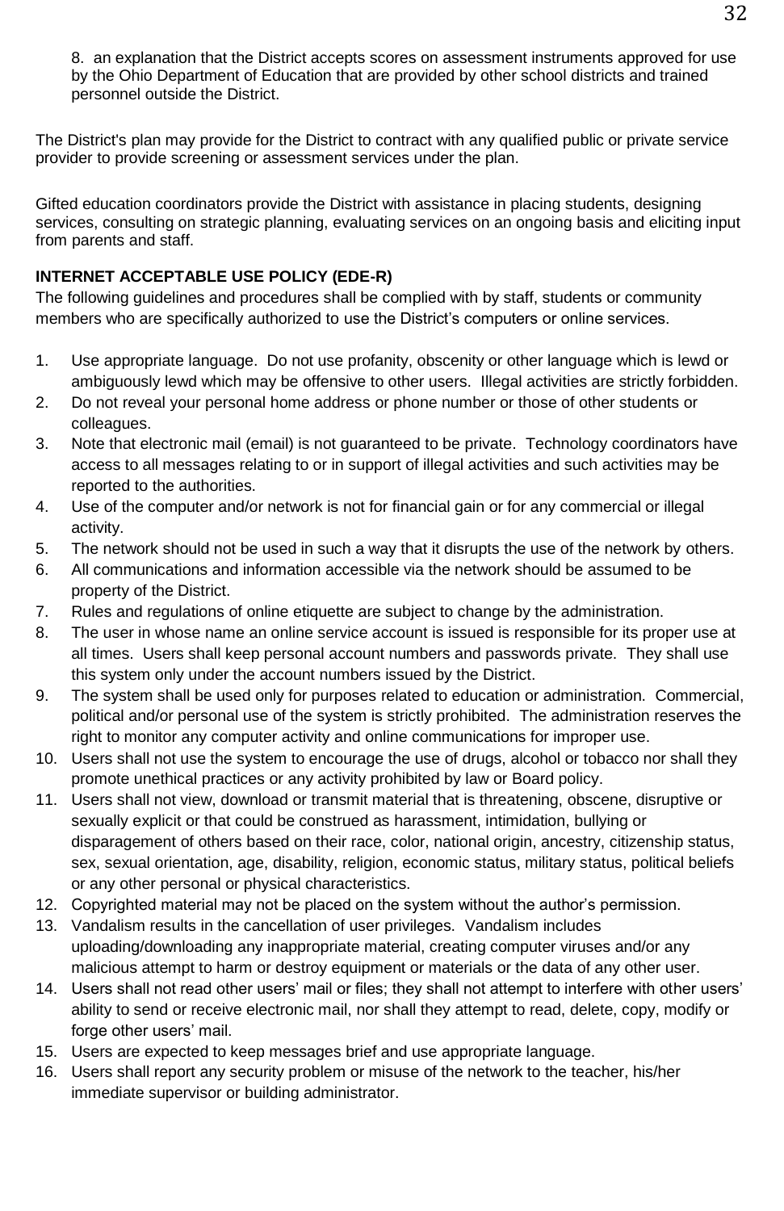8. an explanation that the District accepts scores on assessment instruments approved for use by the Ohio Department of Education that are provided by other school districts and trained personnel outside the District.

The District's plan may provide for the District to contract with any qualified public or private service provider to provide screening or assessment services under the plan.

Gifted education coordinators provide the District with assistance in placing students, designing services, consulting on strategic planning, evaluating services on an ongoing basis and eliciting input from parents and staff.

**INTERNET ACCEPTABLE USE POLICY (EDE-R)**

The following guidelines and procedures shall be complied with by staff, students or community members who are specifically authorized to use the District's computers or online services.

1. Use appropriate language. Do not use profanity, obscenity or other language which is lewd or ambiguously lewd which may be offensive to other users. Illegal activities are strictly forbidden.
2. Do not reveal your personal home address or phone number or those of other students or colleagues.
3. Note that electronic mail (email) is not guaranteed to be private. Technology coordinators have access to all messages relating to or in support of illegal activities and such activities may be reported to the authorities.
4. Use of the computer and/or network is not for financial gain or for any commercial or illegal activity.
5. The network should not be used in such a way that it disrupts the use of the network by others.
6. All communications and information accessible via the network should be assumed to be property of the District.
7. Rules and regulations of online etiquette are subject to change by the administration.
8. The user in whose name an online service account is issued is responsible for its proper use at all times. Users shall keep personal account numbers and passwords private. They shall use this system only under the account numbers issued by the District.
9. The system shall be used only for purposes related to education or administration. Commercial, political and/or personal use of the system is strictly prohibited. The administration reserves the right to monitor any computer activity and online communications for improper use.
10. Users shall not use the system to encourage the use of drugs, alcohol or tobacco nor shall they promote unethical practices or any activity prohibited by law or Board policy.
11. Users shall not view, download or transmit material that is threatening, obscene, disruptive or sexually explicit or that could be construed as harassment, intimidation, bullying or disparagement of others based on their race, color, national origin, ancestry, citizenship status, sex, sexual orientation, age, disability, religion, economic status, military status, political beliefs or any other personal or physical characteristics.
12. Copyrighted material may not be placed on the system without the author's permission.
13. Vandalism results in the cancellation of user privileges. Vandalism includes uploading/downloading any inappropriate material, creating computer viruses and/or any malicious attempt to harm or destroy equipment or materials or the data of any other user.
14. Users shall not read other users' mail or files; they shall not attempt to interfere with other users' ability to send or receive electronic mail, nor shall they attempt to read, delete, copy, modify or forge other users' mail.
15. Users are expected to keep messages brief and use appropriate language.
16. Users shall report any security problem or misuse of the network to the teacher, his/her immediate supervisor or building administrator.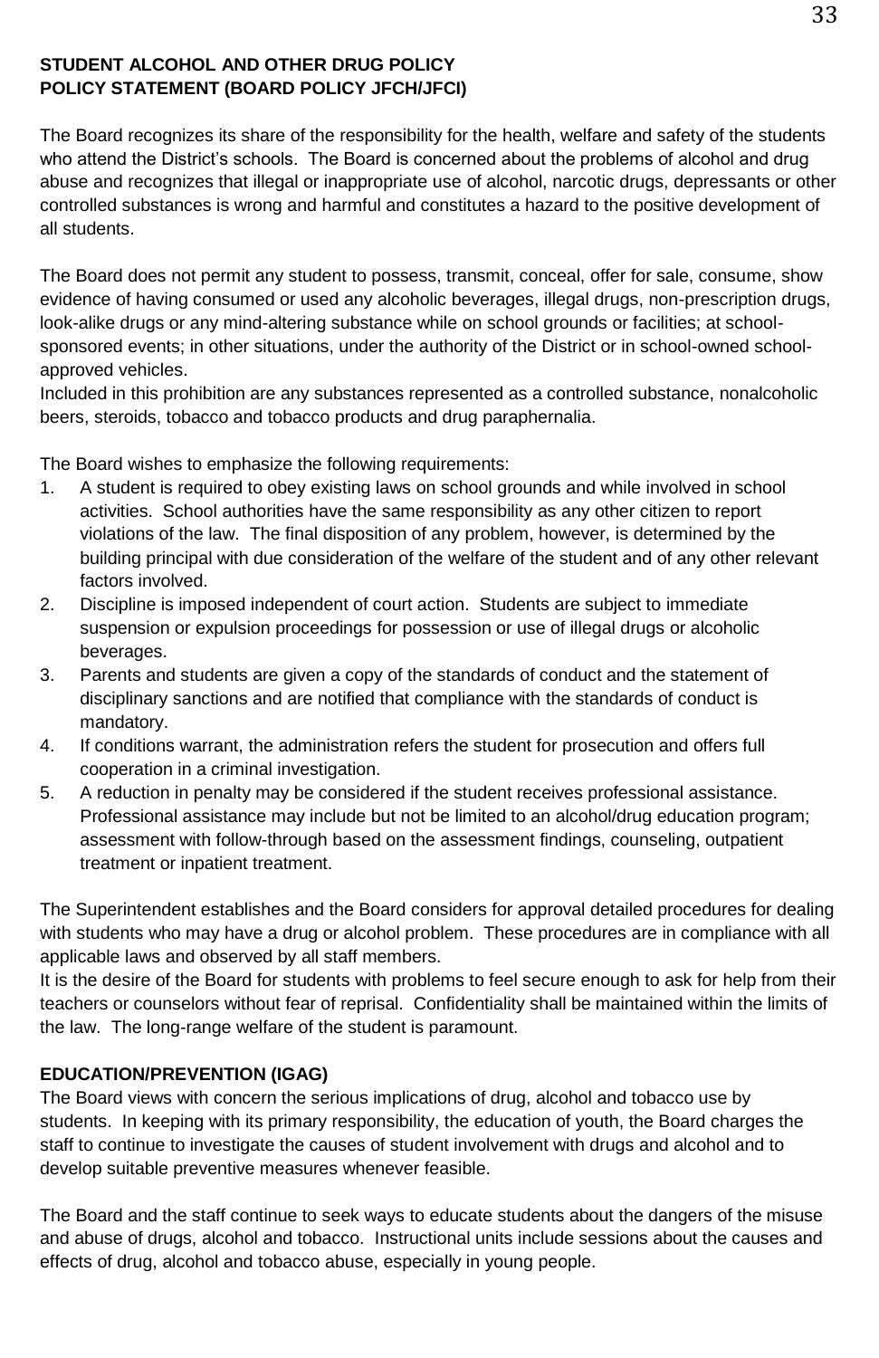**STUDENT ALCOHOL AND OTHER DRUG POLICY**
**POLICY STATEMENT (BOARD POLICY JFCH/JFCI)**

The Board recognizes its share of the responsibility for the health, welfare and safety of the students who attend the District's schools. The Board is concerned about the problems of alcohol and drug abuse and recognizes that illegal or inappropriate use of alcohol, narcotic drugs, depressants or other controlled substances is wrong and harmful and constitutes a hazard to the positive development of all students.

The Board does not permit any student to possess, transmit, conceal, offer for sale, consume, show evidence of having consumed or used any alcoholic beverages, illegal drugs, non-prescription drugs, look-alike drugs or any mind-altering substance while on school grounds or facilities; at school-sponsored events; in other situations, under the authority of the District or in school-owned school-approved vehicles.
Included in this prohibition are any substances represented as a controlled substance, nonalcoholic beers, steroids, tobacco and tobacco products and drug paraphernalia.

The Board wishes to emphasize the following requirements:

1. A student is required to obey existing laws on school grounds and while involved in school activities. School authorities have the same responsibility as any other citizen to report violations of the law. The final disposition of any problem, however, is determined by the building principal with due consideration of the welfare of the student and of any other relevant factors involved.
2. Discipline is imposed independent of court action. Students are subject to immediate suspension or expulsion proceedings for possession or use of illegal drugs or alcoholic beverages.
3. Parents and students are given a copy of the standards of conduct and the statement of disciplinary sanctions and are notified that compliance with the standards of conduct is mandatory.
4. If conditions warrant, the administration refers the student for prosecution and offers full cooperation in a criminal investigation.
5. A reduction in penalty may be considered if the student receives professional assistance. Professional assistance may include but not be limited to an alcohol/drug education program; assessment with follow-through based on the assessment findings, counseling, outpatient treatment or inpatient treatment.

The Superintendent establishes and the Board considers for approval detailed procedures for dealing with students who may have a drug or alcohol problem. These procedures are in compliance with all applicable laws and observed by all staff members.
It is the desire of the Board for students with problems to feel secure enough to ask for help from their teachers or counselors without fear of reprisal. Confidentiality shall be maintained within the limits of the law. The long-range welfare of the student is paramount.

**EDUCATION/PREVENTION (IGAG)**
The Board views with concern the serious implications of drug, alcohol and tobacco use by students. In keeping with its primary responsibility, the education of youth, the Board charges the staff to continue to investigate the causes of student involvement with drugs and alcohol and to develop suitable preventive measures whenever feasible.

The Board and the staff continue to seek ways to educate students about the dangers of the misuse and abuse of drugs, alcohol and tobacco. Instructional units include sessions about the causes and effects of drug, alcohol and tobacco abuse, especially in young people.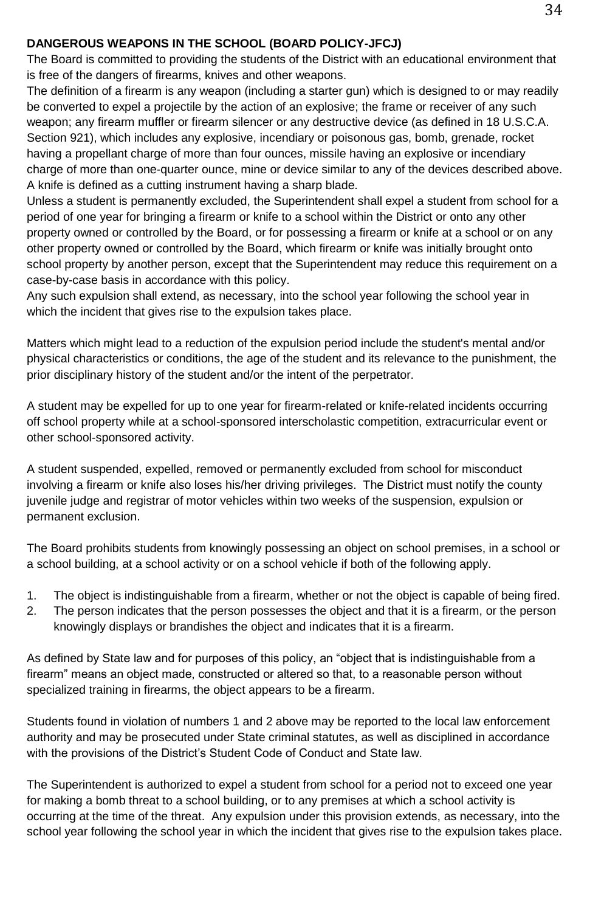**DANGEROUS WEAPONS IN THE SCHOOL (BOARD POLICY-JFCJ)**

The Board is committed to providing the students of the District with an educational environment that is free of the dangers of firearms, knives and other weapons.

The definition of a firearm is any weapon (including a starter gun) which is designed to or may readily be converted to expel a projectile by the action of an explosive; the frame or receiver of any such weapon; any firearm muffler or firearm silencer or any destructive device (as defined in 18 U.S.C.A. Section 921), which includes any explosive, incendiary or poisonous gas, bomb, grenade, rocket having a propellant charge of more than four ounces, missile having an explosive or incendiary charge of more than one-quarter ounce, mine or device similar to any of the devices described above. A knife is defined as a cutting instrument having a sharp blade.

Unless a student is permanently excluded, the Superintendent shall expel a student from school for a period of one year for bringing a firearm or knife to a school within the District or onto any other property owned or controlled by the Board, or for possessing a firearm or knife at a school or on any other property owned or controlled by the Board, which firearm or knife was initially brought onto school property by another person, except that the Superintendent may reduce this requirement on a case-by-case basis in accordance with this policy.

Any such expulsion shall extend, as necessary, into the school year following the school year in which the incident that gives rise to the expulsion takes place.

Matters which might lead to a reduction of the expulsion period include the student's mental and/or physical characteristics or conditions, the age of the student and its relevance to the punishment, the prior disciplinary history of the student and/or the intent of the perpetrator.

A student may be expelled for up to one year for firearm-related or knife-related incidents occurring off school property while at a school-sponsored interscholastic competition, extracurricular event or other school-sponsored activity.

A student suspended, expelled, removed or permanently excluded from school for misconduct involving a firearm or knife also loses his/her driving privileges. The District must notify the county juvenile judge and registrar of motor vehicles within two weeks of the suspension, expulsion or permanent exclusion.

The Board prohibits students from knowingly possessing an object on school premises, in a school or a school building, at a school activity or on a school vehicle if both of the following apply.

1. The object is indistinguishable from a firearm, whether or not the object is capable of being fired.
2. The person indicates that the person possesses the object and that it is a firearm, or the person knowingly displays or brandishes the object and indicates that it is a firearm.

As defined by State law and for purposes of this policy, an "object that is indistinguishable from a firearm" means an object made, constructed or altered so that, to a reasonable person without specialized training in firearms, the object appears to be a firearm.

Students found in violation of numbers 1 and 2 above may be reported to the local law enforcement authority and may be prosecuted under State criminal statutes, as well as disciplined in accordance with the provisions of the District's Student Code of Conduct and State law.

The Superintendent is authorized to expel a student from school for a period not to exceed one year for making a bomb threat to a school building, or to any premises at which a school activity is occurring at the time of the threat. Any expulsion under this provision extends, as necessary, into the school year following the school year in which the incident that gives rise to the expulsion takes place.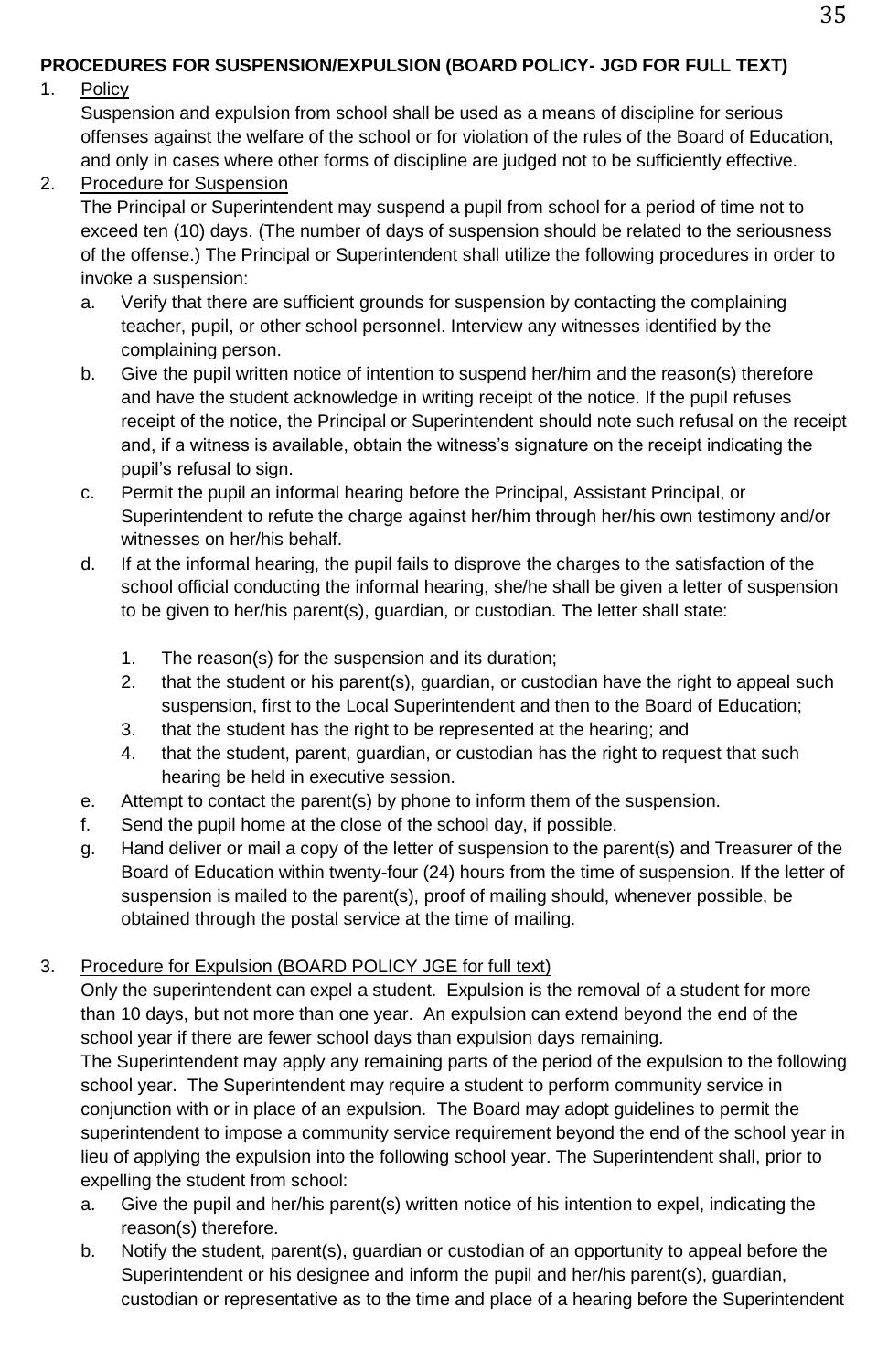**PROCEDURES FOR SUSPENSION/EXPULSION (BOARD POLICY- JGD FOR FULL TEXT)**

1. Policy

   Suspension and expulsion from school shall be used as a means of discipline for serious offenses against the welfare of the school or for violation of the rules of the Board of Education, and only in cases where other forms of discipline are judged not to be sufficiently effective.

2. Procedure for Suspension

   The Principal or Superintendent may suspend a pupil from school for a period of time not to exceed ten (10) days. (The number of days of suspension should be related to the seriousness of the offense.) The Principal or Superintendent shall utilize the following procedures in order to invoke a suspension:

   a. Verify that there are sufficient grounds for suspension by contacting the complaining teacher, pupil, or other school personnel. Interview any witnesses identified by the complaining person.
   b. Give the pupil written notice of intention to suspend her/him and the reason(s) therefore and have the student acknowledge in writing receipt of the notice. If the pupil refuses receipt of the notice, the Principal or Superintendent should note such refusal on the receipt and, if a witness is available, obtain the witness's signature on the receipt indicating the pupil's refusal to sign.
   c. Permit the pupil an informal hearing before the Principal, Assistant Principal, or Superintendent to refute the charge against her/him through her/his own testimony and/or witnesses on her/his behalf.
   d. If at the informal hearing, the pupil fails to disprove the charges to the satisfaction of the school official conducting the informal hearing, she/he shall be given a letter of suspension to be given to her/his parent(s), guardian, or custodian. The letter shall state:

      1. The reason(s) for the suspension and its duration;
      2. that the student or his parent(s), guardian, or custodian have the right to appeal such suspension, first to the Local Superintendent and then to the Board of Education;
      3. that the student has the right to be represented at the hearing; and
      4. that the student, parent, guardian, or custodian has the right to request that such hearing be held in executive session.

   e. Attempt to contact the parent(s) by phone to inform them of the suspension.
   f. Send the pupil home at the close of the school day, if possible.
   g. Hand deliver or mail a copy of the letter of suspension to the parent(s) and Treasurer of the Board of Education within twenty-four (24) hours from the time of suspension. If the letter of suspension is mailed to the parent(s), proof of mailing should, whenever possible, be obtained through the postal service at the time of mailing.

3. Procedure for Expulsion (BOARD POLICY JGE for full text)

   Only the superintendent can expel a student. Expulsion is the removal of a student for more than 10 days, but not more than one year. An expulsion can extend beyond the end of the school year if there are fewer school days than expulsion days remaining.

   The Superintendent may apply any remaining parts of the period of the expulsion to the following school year. The Superintendent may require a student to perform community service in conjunction with or in place of an expulsion. The Board may adopt guidelines to permit the superintendent to impose a community service requirement beyond the end of the school year in lieu of applying the expulsion into the following school year. The Superintendent shall, prior to expelling the student from school:

   a. Give the pupil and her/his parent(s) written notice of his intention to expel, indicating the reason(s) therefore.
   b. Notify the student, parent(s), guardian or custodian of an opportunity to appeal before the Superintendent or his designee and inform the pupil and her/his parent(s), guardian, custodian or representative as to the time and place of a hearing before the Superintendent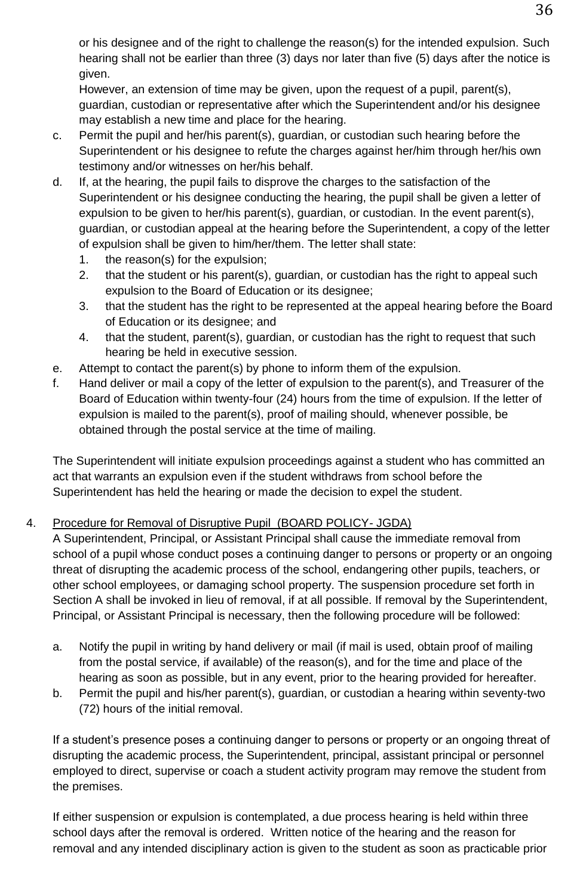or his designee and of the right to challenge the reason(s) for the intended expulsion. Such hearing shall not be earlier than three (3) days nor later than five (5) days after the notice is given.

However, an extension of time may be given, upon the request of a pupil, parent(s), guardian, custodian or representative after which the Superintendent and/or his designee may establish a new time and place for the hearing.

c. Permit the pupil and her/his parent(s), guardian, or custodian such hearing before the Superintendent or his designee to refute the charges against her/him through her/his own testimony and/or witnesses on her/his behalf.
d. If, at the hearing, the pupil fails to disprove the charges to the satisfaction of the Superintendent or his designee conducting the hearing, the pupil shall be given a letter of expulsion to be given to her/his parent(s), guardian, or custodian. In the event parent(s), guardian, or custodian appeal at the hearing before the Superintendent, a copy of the letter of expulsion shall be given to him/her/them. The letter shall state:
   1. the reason(s) for the expulsion;
   2. that the student or his parent(s), guardian, or custodian has the right to appeal such expulsion to the Board of Education or its designee;
   3. that the student has the right to be represented at the appeal hearing before the Board of Education or its designee; and
   4. that the student, parent(s), guardian, or custodian has the right to request that such hearing be held in executive session.
e. Attempt to contact the parent(s) by phone to inform them of the expulsion.
f. Hand deliver or mail a copy of the letter of expulsion to the parent(s), and Treasurer of the Board of Education within twenty-four (24) hours from the time of expulsion. If the letter of expulsion is mailed to the parent(s), proof of mailing should, whenever possible, be obtained through the postal service at the time of mailing.

The Superintendent will initiate expulsion proceedings against a student who has committed an act that warrants an expulsion even if the student withdraws from school before the Superintendent has held the hearing or made the decision to expel the student.

4. Procedure for Removal of Disruptive Pupil (BOARD POLICY- JGDA)

A Superintendent, Principal, or Assistant Principal shall cause the immediate removal from school of a pupil whose conduct poses a continuing danger to persons or property or an ongoing threat of disrupting the academic process of the school, endangering other pupils, teachers, or other school employees, or damaging school property. The suspension procedure set forth in Section A shall be invoked in lieu of removal, if at all possible. If removal by the Superintendent, Principal, or Assistant Principal is necessary, then the following procedure will be followed:

a. Notify the pupil in writing by hand delivery or mail (if mail is used, obtain proof of mailing from the postal service, if available) of the reason(s), and for the time and place of the hearing as soon as possible, but in any event, prior to the hearing provided for hereafter.
b. Permit the pupil and his/her parent(s), guardian, or custodian a hearing within seventy-two (72) hours of the initial removal.

If a student's presence poses a continuing danger to persons or property or an ongoing threat of disrupting the academic process, the Superintendent, principal, assistant principal or personnel employed to direct, supervise or coach a student activity program may remove the student from the premises.

If either suspension or expulsion is contemplated, a due process hearing is held within three school days after the removal is ordered. Written notice of the hearing and the reason for removal and any intended disciplinary action is given to the student as soon as practicable prior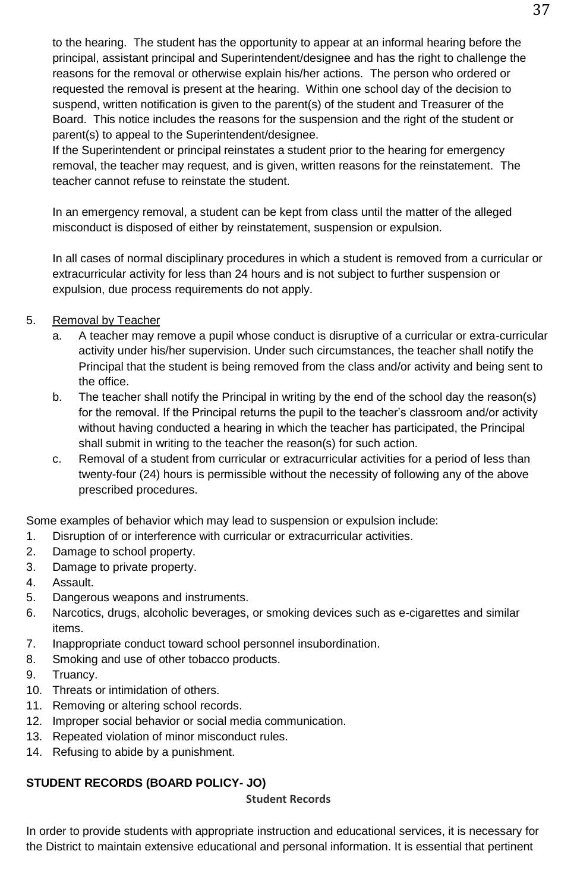to the hearing. The student has the opportunity to appear at an informal hearing before the principal, assistant principal and Superintendent/designee and has the right to challenge the reasons for the removal or otherwise explain his/her actions. The person who ordered or requested the removal is present at the hearing. Within one school day of the decision to suspend, written notification is given to the parent(s) of the student and Treasurer of the Board. This notice includes the reasons for the suspension and the right of the student or parent(s) to appeal to the Superintendent/designee.
If the Superintendent or principal reinstates a student prior to the hearing for emergency removal, the teacher may request, and is given, written reasons for the reinstatement. The teacher cannot refuse to reinstate the student.

In an emergency removal, a student can be kept from class until the matter of the alleged misconduct is disposed of either by reinstatement, suspension or expulsion.

In all cases of normal disciplinary procedures in which a student is removed from a curricular or extracurricular activity for less than 24 hours and is not subject to further suspension or expulsion, due process requirements do not apply.

5. Removal by Teacher
   a. A teacher may remove a pupil whose conduct is disruptive of a curricular or extra-curricular activity under his/her supervision. Under such circumstances, the teacher shall notify the Principal that the student is being removed from the class and/or activity and being sent to the office.
   b. The teacher shall notify the Principal in writing by the end of the school day the reason(s) for the removal. If the Principal returns the pupil to the teacher's classroom and/or activity without having conducted a hearing in which the teacher has participated, the Principal shall submit in writing to the teacher the reason(s) for such action.
   c. Removal of a student from curricular or extracurricular activities for a period of less than twenty-four (24) hours is permissible without the necessity of following any of the above prescribed procedures.

Some examples of behavior which may lead to suspension or expulsion include:

1. Disruption of or interference with curricular or extracurricular activities.
2. Damage to school property.
3. Damage to private property.
4. Assault.
5. Dangerous weapons and instruments.
6. Narcotics, drugs, alcoholic beverages, or smoking devices such as e-cigarettes and similar items.
7. Inappropriate conduct toward school personnel insubordination.
8. Smoking and use of other tobacco products.
9. Truancy.
10. Threats or intimidation of others.
11. Removing or altering school records.
12. Improper social behavior or social media communication.
13. Repeated violation of minor misconduct rules.
14. Refusing to abide by a punishment.

**STUDENT RECORDS (BOARD POLICY- JO)**

**Student Records**

In order to provide students with appropriate instruction and educational services, it is necessary for the District to maintain extensive educational and personal information. It is essential that pertinent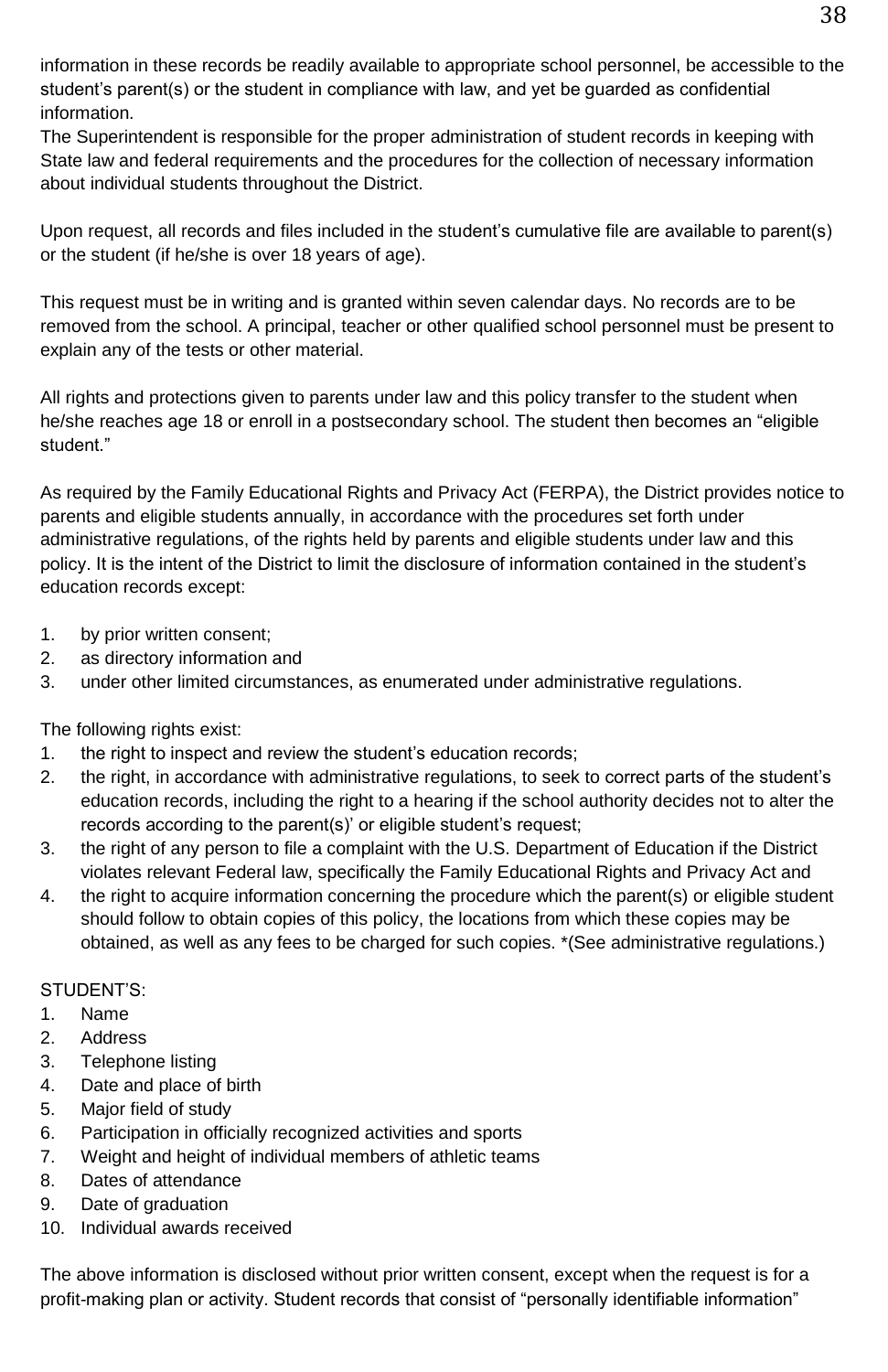information in these records be readily available to appropriate school personnel, be accessible to the student's parent(s) or the student in compliance with law, and yet be guarded as confidential information.
The Superintendent is responsible for the proper administration of student records in keeping with State law and federal requirements and the procedures for the collection of necessary information about individual students throughout the District.

Upon request, all records and files included in the student's cumulative file are available to parent(s) or the student (if he/she is over 18 years of age).

This request must be in writing and is granted within seven calendar days. No records are to be removed from the school. A principal, teacher or other qualified school personnel must be present to explain any of the tests or other material.

All rights and protections given to parents under law and this policy transfer to the student when he/she reaches age 18 or enroll in a postsecondary school. The student then becomes an "eligible student."

As required by the Family Educational Rights and Privacy Act (FERPA), the District provides notice to parents and eligible students annually, in accordance with the procedures set forth under administrative regulations, of the rights held by parents and eligible students under law and this policy. It is the intent of the District to limit the disclosure of information contained in the student's education records except:

1. by prior written consent;
2. as directory information and
3. under other limited circumstances, as enumerated under administrative regulations.

The following rights exist:
1. the right to inspect and review the student's education records;
2. the right, in accordance with administrative regulations, to seek to correct parts of the student's education records, including the right to a hearing if the school authority decides not to alter the records according to the parent(s)' or eligible student's request;
3. the right of any person to file a complaint with the U.S. Department of Education if the District violates relevant Federal law, specifically the Family Educational Rights and Privacy Act and
4. the right to acquire information concerning the procedure which the parent(s) or eligible student should follow to obtain copies of this policy, the locations from which these copies may be obtained, as well as any fees to be charged for such copies. *(See administrative regulations.)

STUDENT'S:
1. Name
2. Address
3. Telephone listing
4. Date and place of birth
5. Major field of study
6. Participation in officially recognized activities and sports
7. Weight and height of individual members of athletic teams
8. Dates of attendance
9. Date of graduation
10. Individual awards received

The above information is disclosed without prior written consent, except when the request is for a profit-making plan or activity. Student records that consist of "personally identifiable information"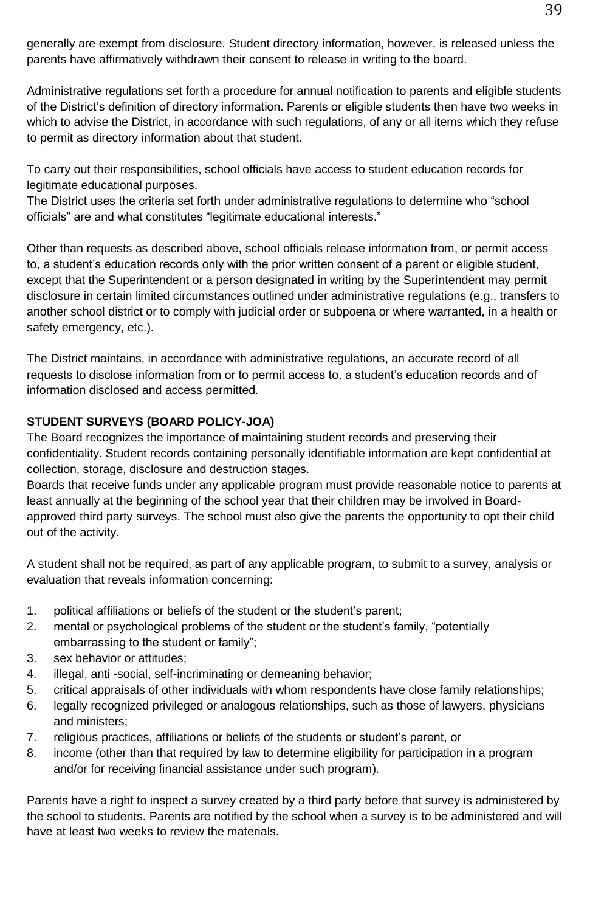generally are exempt from disclosure. Student directory information, however, is released unless the parents have affirmatively withdrawn their consent to release in writing to the board.

Administrative regulations set forth a procedure for annual notification to parents and eligible students of the District's definition of directory information. Parents or eligible students then have two weeks in which to advise the District, in accordance with such regulations, of any or all items which they refuse to permit as directory information about that student.

To carry out their responsibilities, school officials have access to student education records for legitimate educational purposes.
The District uses the criteria set forth under administrative regulations to determine who "school officials" are and what constitutes "legitimate educational interests."

Other than requests as described above, school officials release information from, or permit access to, a student's education records only with the prior written consent of a parent or eligible student, except that the Superintendent or a person designated in writing by the Superintendent may permit disclosure in certain limited circumstances outlined under administrative regulations (e.g., transfers to another school district or to comply with judicial order or subpoena or where warranted, in a health or safety emergency, etc.).

The District maintains, in accordance with administrative regulations, an accurate record of all requests to disclose information from or to permit access to, a student's education records and of information disclosed and access permitted.

**STUDENT SURVEYS (BOARD POLICY-JOA)**

The Board recognizes the importance of maintaining student records and preserving their confidentiality. Student records containing personally identifiable information are kept confidential at collection, storage, disclosure and destruction stages.
Boards that receive funds under any applicable program must provide reasonable notice to parents at least annually at the beginning of the school year that their children may be involved in Board-approved third party surveys. The school must also give the parents the opportunity to opt their child out of the activity.

A student shall not be required, as part of any applicable program, to submit to a survey, analysis or evaluation that reveals information concerning:

1. political affiliations or beliefs of the student or the student's parent;
2. mental or psychological problems of the student or the student's family, "potentially embarrassing to the student or family";
3. sex behavior or attitudes;
4. illegal, anti -social, self-incriminating or demeaning behavior;
5. critical appraisals of other individuals with whom respondents have close family relationships;
6. legally recognized privileged or analogous relationships, such as those of lawyers, physicians and ministers;
7. religious practices, affiliations or beliefs of the students or student's parent, or
8. income (other than that required by law to determine eligibility for participation in a program and/or for receiving financial assistance under such program).

Parents have a right to inspect a survey created by a third party before that survey is administered by the school to students. Parents are notified by the school when a survey is to be administered and will have at least two weeks to review the materials.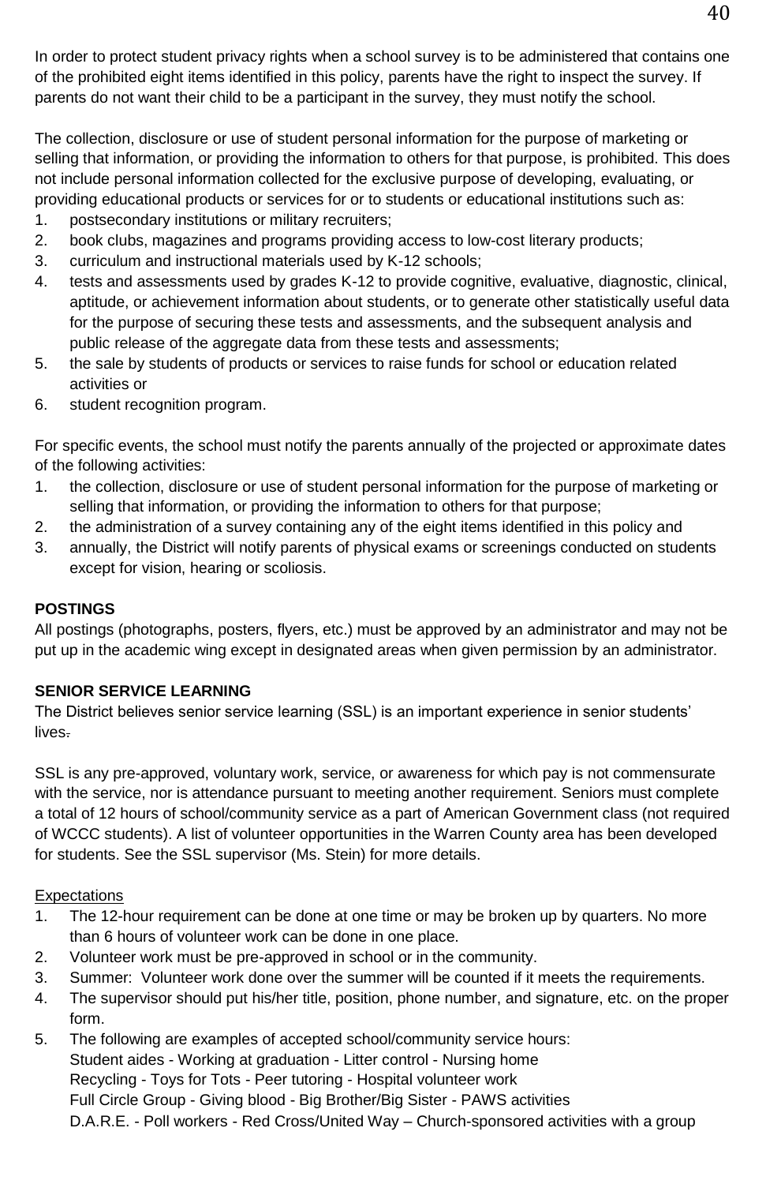In order to protect student privacy rights when a school survey is to be administered that contains one of the prohibited eight items identified in this policy, parents have the right to inspect the survey. If parents do not want their child to be a participant in the survey, they must notify the school.

The collection, disclosure or use of student personal information for the purpose of marketing or selling that information, or providing the information to others for that purpose, is prohibited. This does not include personal information collected for the exclusive purpose of developing, evaluating, or providing educational products or services for or to students or educational institutions such as:

1. postsecondary institutions or military recruiters;
2. book clubs, magazines and programs providing access to low-cost literary products;
3. curriculum and instructional materials used by K-12 schools;
4. tests and assessments used by grades K-12 to provide cognitive, evaluative, diagnostic, clinical, aptitude, or achievement information about students, or to generate other statistically useful data for the purpose of securing these tests and assessments, and the subsequent analysis and public release of the aggregate data from these tests and assessments;
5. the sale by students of products or services to raise funds for school or education related activities or
6. student recognition program.

For specific events, the school must notify the parents annually of the projected or approximate dates of the following activities:

1. the collection, disclosure or use of student personal information for the purpose of marketing or selling that information, or providing the information to others for that purpose;
2. the administration of a survey containing any of the eight items identified in this policy and
3. annually, the District will notify parents of physical exams or screenings conducted on students except for vision, hearing or scoliosis.

**POSTINGS**

All postings (photographs, posters, flyers, etc.) must be approved by an administrator and may not be put up in the academic wing except in designated areas when given permission by an administrator.

**SENIOR SERVICE LEARNING**

The District believes senior service learning (SSL) is an important experience in senior students' lives.

SSL is any pre-approved, voluntary work, service, or awareness for which pay is not commensurate with the service, nor is attendance pursuant to meeting another requirement. Seniors must complete a total of 12 hours of school/community service as a part of American Government class (not required of WCCC students). A list of volunteer opportunities in the Warren County area has been developed for students. See the SSL supervisor (Ms. Stein) for more details.

Expectations

1. The 12-hour requirement can be done at one time or may be broken up by quarters. No more than 6 hours of volunteer work can be done in one place.
2. Volunteer work must be pre-approved in school or in the community.
3. Summer: Volunteer work done over the summer will be counted if it meets the requirements.
4. The supervisor should put his/her title, position, phone number, and signature, etc. on the proper form.
5. The following are examples of accepted school/community service hours:
   Student aides - Working at graduation - Litter control - Nursing home
   Recycling - Toys for Tots - Peer tutoring - Hospital volunteer work
   Full Circle Group - Giving blood - Big Brother/Big Sister - PAWS activities
   D.A.R.E. - Poll workers - Red Cross/United Way – Church-sponsored activities with a group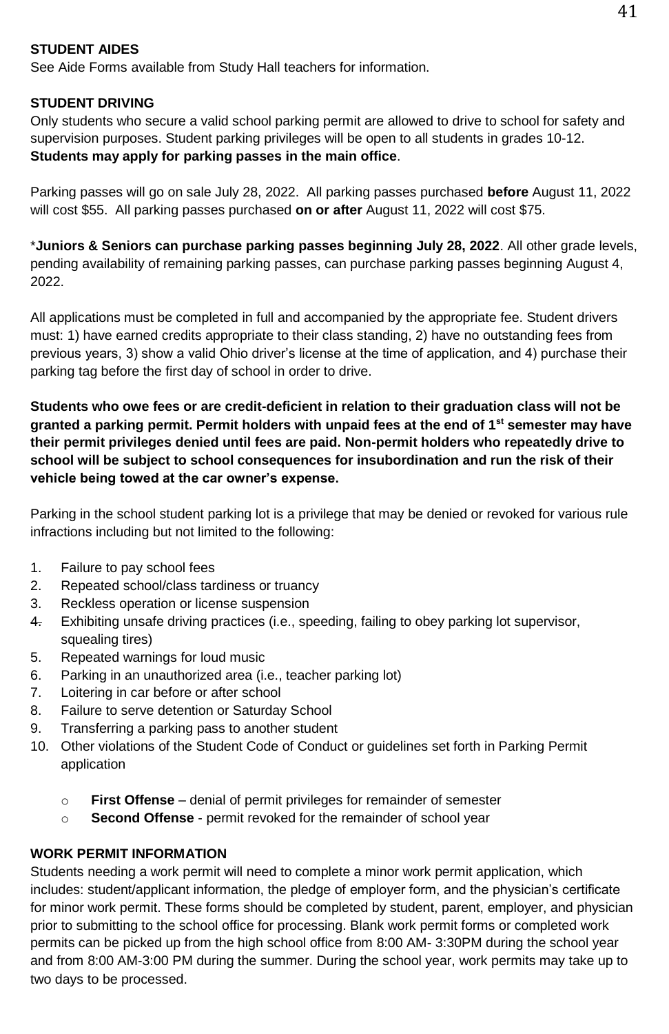**STUDENT AIDES**
See Aide Forms available from Study Hall teachers for information.

**STUDENT DRIVING**
Only students who secure a valid school parking permit are allowed to drive to school for safety and supervision purposes. Student parking privileges will be open to all students in grades 10-12. **Students may apply for parking passes in the main office**.

Parking passes will go on sale July 28, 2022. All parking passes purchased **before** August 11, 2022 will cost $55. All parking passes purchased **on or after** August 11, 2022 will cost $75.

\***Juniors & Seniors can purchase parking passes beginning July 28, 2022**. All other grade levels, pending availability of remaining parking passes, can purchase parking passes beginning August 4, 2022.

All applications must be completed in full and accompanied by the appropriate fee. Student drivers must: 1) have earned credits appropriate to their class standing, 2) have no outstanding fees from previous years, 3) show a valid Ohio driver's license at the time of application, and 4) purchase their parking tag before the first day of school in order to drive.

**Students who owe fees or are credit-deficient in relation to their graduation class will not be granted a parking permit. Permit holders with unpaid fees at the end of 1st semester may have their permit privileges denied until fees are paid. Non-permit holders who repeatedly drive to school will be subject to school consequences for insubordination and run the risk of their vehicle being towed at the car owner's expense.**

Parking in the school student parking lot is a privilege that may be denied or revoked for various rule infractions including but not limited to the following:

1. Failure to pay school fees
2. Repeated school/class tardiness or truancy
3. Reckless operation or license suspension
4. Exhibiting unsafe driving practices (i.e., speeding, failing to obey parking lot supervisor, squealing tires)
5. Repeated warnings for loud music
6. Parking in an unauthorized area (i.e., teacher parking lot)
7. Loitering in car before or after school
8. Failure to serve detention or Saturday School
9. Transferring a parking pass to another student
10. Other violations of the Student Code of Conduct or guidelines set forth in Parking Permit application

    - **First Offense** – denial of permit privileges for remainder of semester
    - **Second Offense** - permit revoked for the remainder of school year

**WORK PERMIT INFORMATION**
Students needing a work permit will need to complete a minor work permit application, which includes: student/applicant information, the pledge of employer form, and the physician's certificate for minor work permit. These forms should be completed by student, parent, employer, and physician prior to submitting to the school office for processing. Blank work permit forms or completed work permits can be picked up from the high school office from 8:00 AM- 3:30PM during the school year and from 8:00 AM-3:00 PM during the summer. During the school year, work permits may take up to two days to be processed.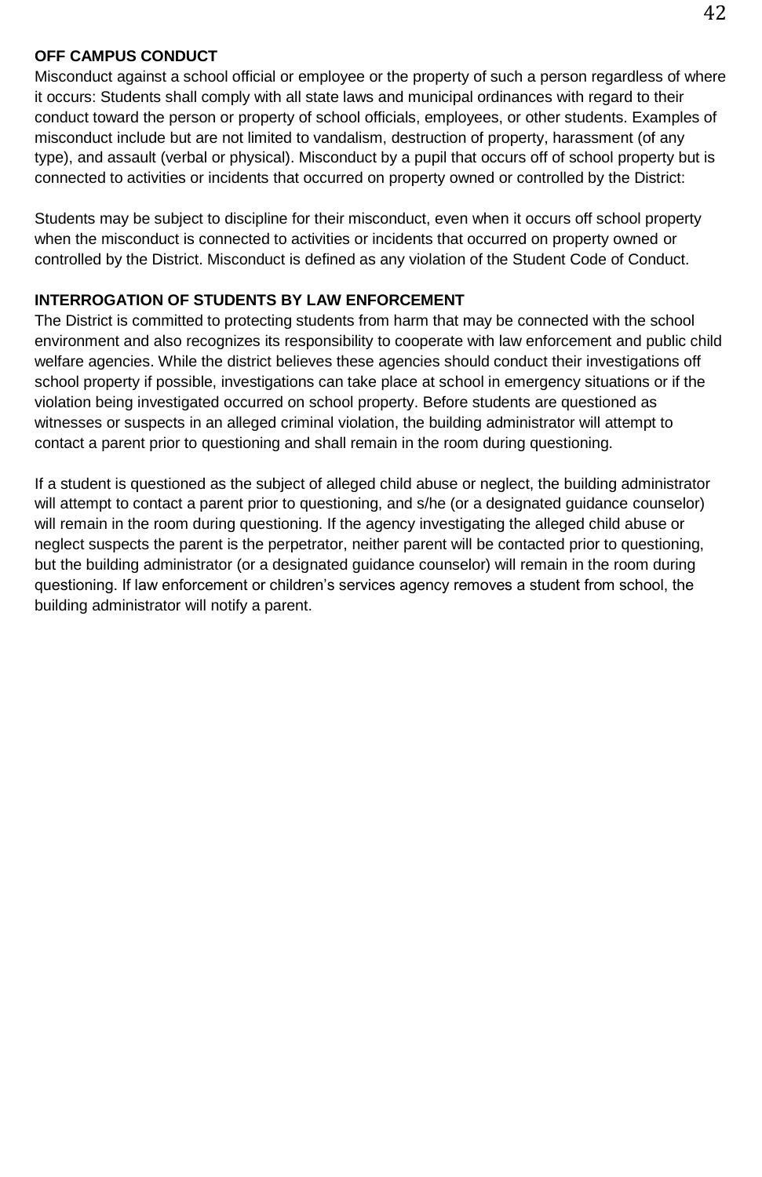**OFF CAMPUS CONDUCT**

Misconduct against a school official or employee or the property of such a person regardless of where it occurs: Students shall comply with all state laws and municipal ordinances with regard to their conduct toward the person or property of school officials, employees, or other students. Examples of misconduct include but are not limited to vandalism, destruction of property, harassment (of any type), and assault (verbal or physical). Misconduct by a pupil that occurs off of school property but is connected to activities or incidents that occurred on property owned or controlled by the District:

Students may be subject to discipline for their misconduct, even when it occurs off school property when the misconduct is connected to activities or incidents that occurred on property owned or controlled by the District. Misconduct is defined as any violation of the Student Code of Conduct.

**INTERROGATION OF STUDENTS BY LAW ENFORCEMENT**

The District is committed to protecting students from harm that may be connected with the school environment and also recognizes its responsibility to cooperate with law enforcement and public child welfare agencies. While the district believes these agencies should conduct their investigations off school property if possible, investigations can take place at school in emergency situations or if the violation being investigated occurred on school property. Before students are questioned as witnesses or suspects in an alleged criminal violation, the building administrator will attempt to contact a parent prior to questioning and shall remain in the room during questioning.

If a student is questioned as the subject of alleged child abuse or neglect, the building administrator will attempt to contact a parent prior to questioning, and s/he (or a designated guidance counselor) will remain in the room during questioning. If the agency investigating the alleged child abuse or neglect suspects the parent is the perpetrator, neither parent will be contacted prior to questioning, but the building administrator (or a designated guidance counselor) will remain in the room during questioning. If law enforcement or children's services agency removes a student from school, the building administrator will notify a parent.